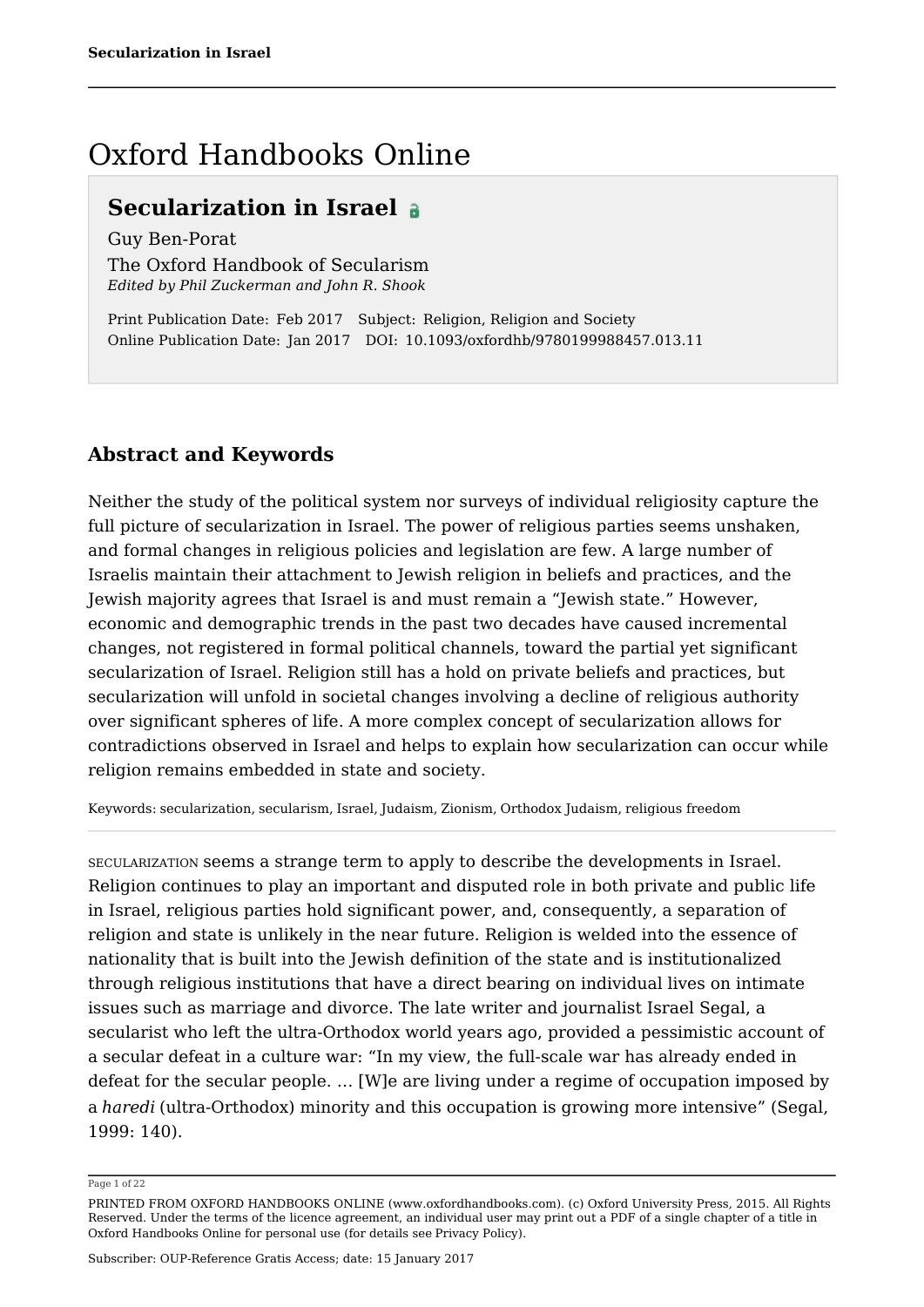# Oxford Handbooks Online

## Secularization in Israel

Guy Ben-Porat

The Oxford Handbook of Secularism

*Edited by Phil Zuckerman and John R. Shook*

Print Publication Date: Feb 2017  Subject: Religion, Religion and Society

Online Publication Date: Jan 2017  DOI: 10.1093/oxfordhb/9780199988457.013.11

## Abstract and Keywords

Neither the study of the political system nor surveys of individual religiosity capture the full picture of secularization in Israel. The power of religious parties seems unshaken, and formal changes in religious policies and legislation are few. A large number of Israelis maintain their attachment to Jewish religion in beliefs and practices, and the Jewish majority agrees that Israel is and must remain a "Jewish state." However, economic and demographic trends in the past two decades have caused incremental changes, not registered in formal political channels, toward the partial yet significant secularization of Israel. Religion still has a hold on private beliefs and practices, but secularization will unfold in societal changes involving a decline of religious authority over significant spheres of life. A more complex concept of secularization allows for contradictions observed in Israel and helps to explain how secularization can occur while religion remains embedded in state and society.

Keywords: secularization, secularism, Israel, Judaism, Zionism, Orthodox Judaism, religious freedom

SECULARIZATION seems a strange term to apply to describe the developments in Israel. Religion continues to play an important and disputed role in both private and public life in Israel, religious parties hold significant power, and, consequently, a separation of religion and state is unlikely in the near future. Religion is welded into the essence of nationality that is built into the Jewish definition of the state and is institutionalized through religious institutions that have a direct bearing on individual lives on intimate issues such as marriage and divorce. The late writer and journalist Israel Segal, a secularist who left the ultra-Orthodox world years ago, provided a pessimistic account of a secular defeat in a culture war: "In my view, the full-scale war has already ended in defeat for the secular people. … [W]e are living under a regime of occupation imposed by a *haredi* (ultra-Orthodox) minority and this occupation is growing more intensive" (Segal, 1999: 140).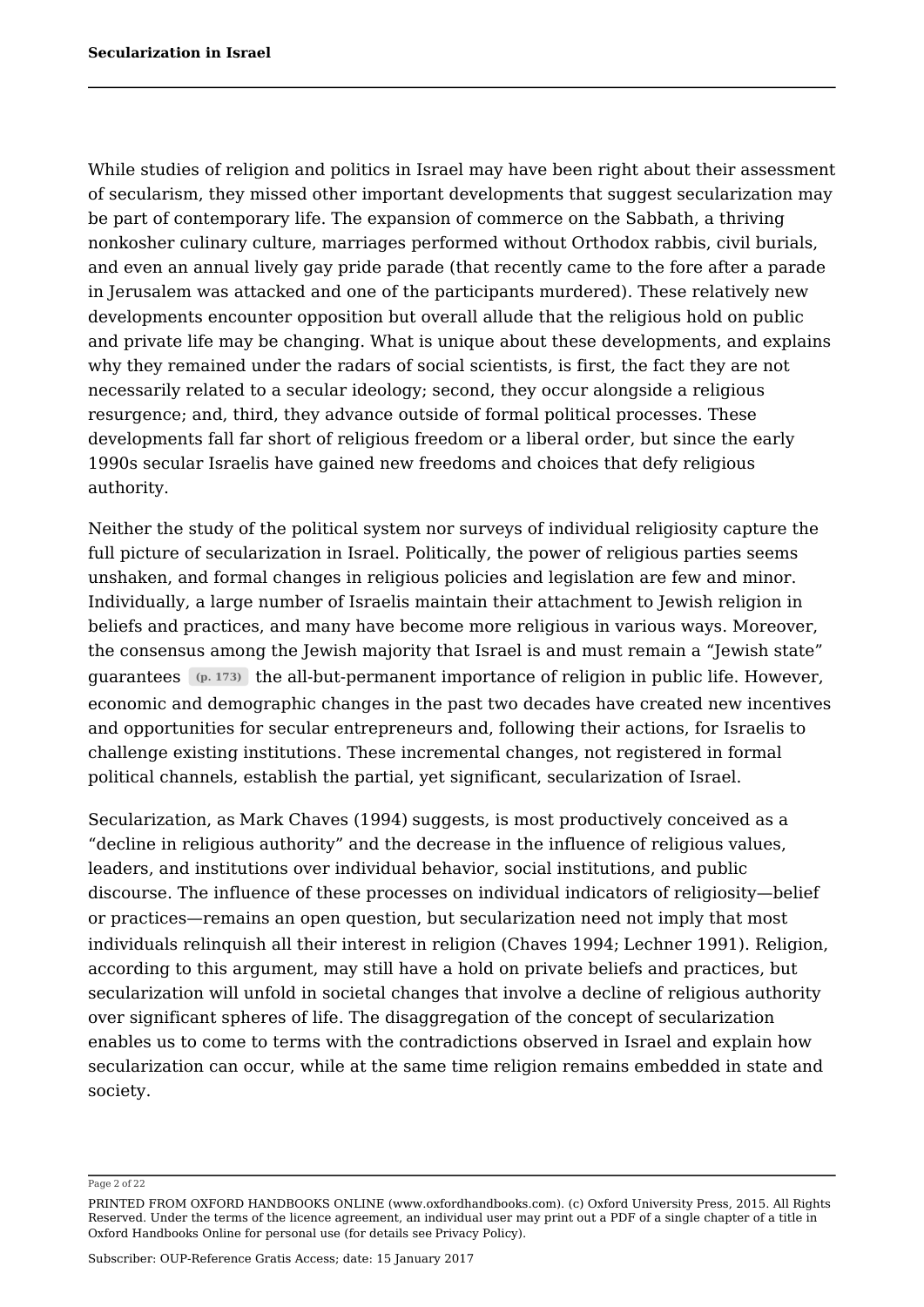While studies of religion and politics in Israel may have been right about their assessment of secularism, they missed other important developments that suggest secularization may be part of contemporary life. The expansion of commerce on the Sabbath, a thriving nonkosher culinary culture, marriages performed without Orthodox rabbis, civil burials, and even an annual lively gay pride parade (that recently came to the fore after a parade in Jerusalem was attacked and one of the participants murdered). These relatively new developments encounter opposition but overall allude that the religious hold on public and private life may be changing. What is unique about these developments, and explains why they remained under the radars of social scientists, is first, the fact they are not necessarily related to a secular ideology; second, they occur alongside a religious resurgence; and, third, they advance outside of formal political processes. These developments fall far short of religious freedom or a liberal order, but since the early 1990s secular Israelis have gained new freedoms and choices that defy religious authority.

Neither the study of the political system nor surveys of individual religiosity capture the full picture of secularization in Israel. Politically, the power of religious parties seems unshaken, and formal changes in religious policies and legislation are few and minor. Individually, a large number of Israelis maintain their attachment to Jewish religion in beliefs and practices, and many have become more religious in various ways. Moreover, the consensus among the Jewish majority that Israel is and must remain a "Jewish state" guarantees (p. 173) the all-but-permanent importance of religion in public life. However, economic and demographic changes in the past two decades have created new incentives and opportunities for secular entrepreneurs and, following their actions, for Israelis to challenge existing institutions. These incremental changes, not registered in formal political channels, establish the partial, yet significant, secularization of Israel.

Secularization, as Mark Chaves (1994) suggests, is most productively conceived as a "decline in religious authority" and the decrease in the influence of religious values, leaders, and institutions over individual behavior, social institutions, and public discourse. The influence of these processes on individual indicators of religiosity—belief or practices—remains an open question, but secularization need not imply that most individuals relinquish all their interest in religion (Chaves 1994; Lechner 1991). Religion, according to this argument, may still have a hold on private beliefs and practices, but secularization will unfold in societal changes that involve a decline of religious authority over significant spheres of life. The disaggregation of the concept of secularization enables us to come to terms with the contradictions observed in Israel and explain how secularization can occur, while at the same time religion remains embedded in state and society.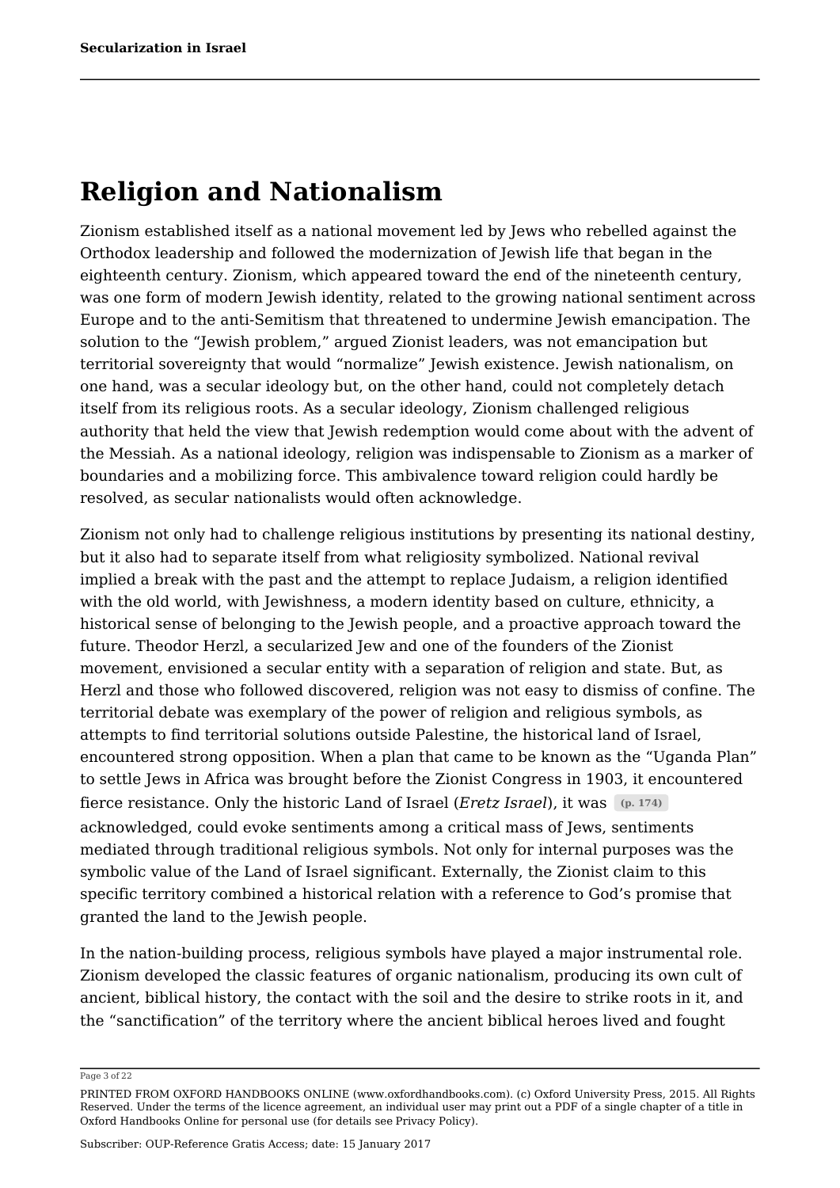# Religion and Nationalism

Zionism established itself as a national movement led by Jews who rebelled against the Orthodox leadership and followed the modernization of Jewish life that began in the eighteenth century. Zionism, which appeared toward the end of the nineteenth century, was one form of modern Jewish identity, related to the growing national sentiment across Europe and to the anti-Semitism that threatened to undermine Jewish emancipation. The solution to the "Jewish problem," argued Zionist leaders, was not emancipation but territorial sovereignty that would "normalize" Jewish existence. Jewish nationalism, on one hand, was a secular ideology but, on the other hand, could not completely detach itself from its religious roots. As a secular ideology, Zionism challenged religious authority that held the view that Jewish redemption would come about with the advent of the Messiah. As a national ideology, religion was indispensable to Zionism as a marker of boundaries and a mobilizing force. This ambivalence toward religion could hardly be resolved, as secular nationalists would often acknowledge.

Zionism not only had to challenge religious institutions by presenting its national destiny, but it also had to separate itself from what religiosity symbolized. National revival implied a break with the past and the attempt to replace Judaism, a religion identified with the old world, with Jewishness, a modern identity based on culture, ethnicity, a historical sense of belonging to the Jewish people, and a proactive approach toward the future. Theodor Herzl, a secularized Jew and one of the founders of the Zionist movement, envisioned a secular entity with a separation of religion and state. But, as Herzl and those who followed discovered, religion was not easy to dismiss of confine. The territorial debate was exemplary of the power of religion and religious symbols, as attempts to find territorial solutions outside Palestine, the historical land of Israel, encountered strong opposition. When a plan that came to be known as the "Uganda Plan" to settle Jews in Africa was brought before the Zionist Congress in 1903, it encountered fierce resistance. Only the historic Land of Israel (*Eretz Israel*), it was (p. 174) acknowledged, could evoke sentiments among a critical mass of Jews, sentiments mediated through traditional religious symbols. Not only for internal purposes was the symbolic value of the Land of Israel significant. Externally, the Zionist claim to this specific territory combined a historical relation with a reference to God's promise that granted the land to the Jewish people.

In the nation-building process, religious symbols have played a major instrumental role. Zionism developed the classic features of organic nationalism, producing its own cult of ancient, biblical history, the contact with the soil and the desire to strike roots in it, and the "sanctification" of the territory where the ancient biblical heroes lived and fought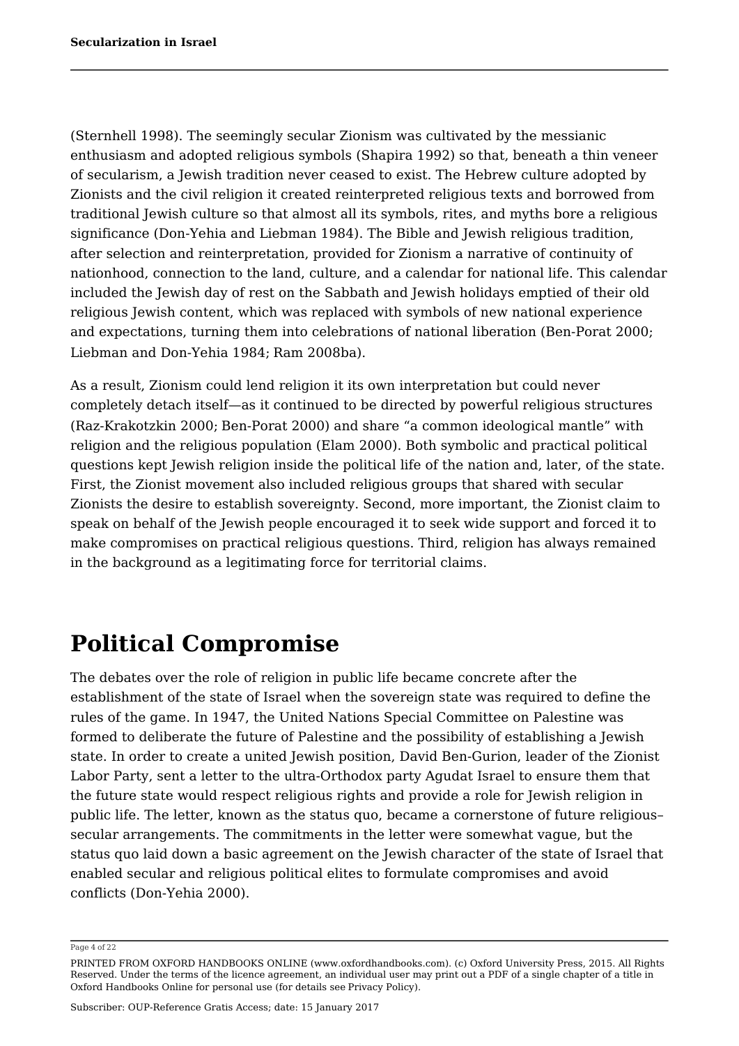(Sternhell 1998). The seemingly secular Zionism was cultivated by the messianic enthusiasm and adopted religious symbols (Shapira 1992) so that, beneath a thin veneer of secularism, a Jewish tradition never ceased to exist. The Hebrew culture adopted by Zionists and the civil religion it created reinterpreted religious texts and borrowed from traditional Jewish culture so that almost all its symbols, rites, and myths bore a religious significance (Don-Yehia and Liebman 1984). The Bible and Jewish religious tradition, after selection and reinterpretation, provided for Zionism a narrative of continuity of nationhood, connection to the land, culture, and a calendar for national life. This calendar included the Jewish day of rest on the Sabbath and Jewish holidays emptied of their old religious Jewish content, which was replaced with symbols of new national experience and expectations, turning them into celebrations of national liberation (Ben-Porat 2000; Liebman and Don-Yehia 1984; Ram 2008ba).

As a result, Zionism could lend religion it its own interpretation but could never completely detach itself—as it continued to be directed by powerful religious structures (Raz-Krakotzkin 2000; Ben-Porat 2000) and share “a common ideological mantle” with religion and the religious population (Elam 2000). Both symbolic and practical political questions kept Jewish religion inside the political life of the nation and, later, of the state. First, the Zionist movement also included religious groups that shared with secular Zionists the desire to establish sovereignty. Second, more important, the Zionist claim to speak on behalf of the Jewish people encouraged it to seek wide support and forced it to make compromises on practical religious questions. Third, religion has always remained in the background as a legitimating force for territorial claims.

# Political Compromise

The debates over the role of religion in public life became concrete after the establishment of the state of Israel when the sovereign state was required to define the rules of the game. In 1947, the United Nations Special Committee on Palestine was formed to deliberate the future of Palestine and the possibility of establishing a Jewish state. In order to create a united Jewish position, David Ben-Gurion, leader of the Zionist Labor Party, sent a letter to the ultra-Orthodox party Agudat Israel to ensure them that the future state would respect religious rights and provide a role for Jewish religion in public life. The letter, known as the status quo, became a cornerstone of future religious–secular arrangements. The commitments in the letter were somewhat vague, but the status quo laid down a basic agreement on the Jewish character of the state of Israel that enabled secular and religious political elites to formulate compromises and avoid conflicts (Don-Yehia 2000).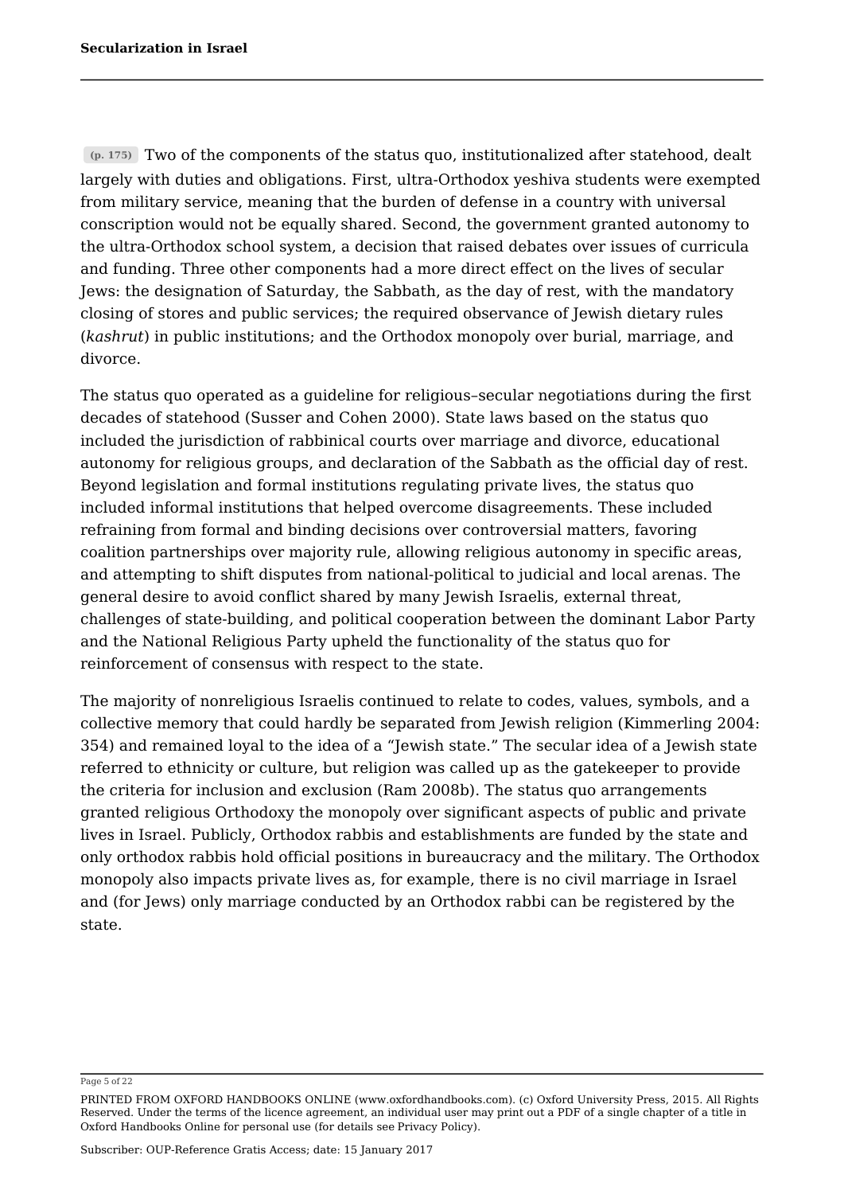(p. 175) Two of the components of the status quo, institutionalized after statehood, dealt largely with duties and obligations. First, ultra-Orthodox yeshiva students were exempted from military service, meaning that the burden of defense in a country with universal conscription would not be equally shared. Second, the government granted autonomy to the ultra-Orthodox school system, a decision that raised debates over issues of curricula and funding. Three other components had a more direct effect on the lives of secular Jews: the designation of Saturday, the Sabbath, as the day of rest, with the mandatory closing of stores and public services; the required observance of Jewish dietary rules (*kashrut*) in public institutions; and the Orthodox monopoly over burial, marriage, and divorce.

The status quo operated as a guideline for religious–secular negotiations during the first decades of statehood (Susser and Cohen 2000). State laws based on the status quo included the jurisdiction of rabbinical courts over marriage and divorce, educational autonomy for religious groups, and declaration of the Sabbath as the official day of rest. Beyond legislation and formal institutions regulating private lives, the status quo included informal institutions that helped overcome disagreements. These included refraining from formal and binding decisions over controversial matters, favoring coalition partnerships over majority rule, allowing religious autonomy in specific areas, and attempting to shift disputes from national-political to judicial and local arenas. The general desire to avoid conflict shared by many Jewish Israelis, external threat, challenges of state-building, and political cooperation between the dominant Labor Party and the National Religious Party upheld the functionality of the status quo for reinforcement of consensus with respect to the state.

The majority of nonreligious Israelis continued to relate to codes, values, symbols, and a collective memory that could hardly be separated from Jewish religion (Kimmerling 2004: 354) and remained loyal to the idea of a "Jewish state." The secular idea of a Jewish state referred to ethnicity or culture, but religion was called up as the gatekeeper to provide the criteria for inclusion and exclusion (Ram 2008b). The status quo arrangements granted religious Orthodoxy the monopoly over significant aspects of public and private lives in Israel. Publicly, Orthodox rabbis and establishments are funded by the state and only orthodox rabbis hold official positions in bureaucracy and the military. The Orthodox monopoly also impacts private lives as, for example, there is no civil marriage in Israel and (for Jews) only marriage conducted by an Orthodox rabbi can be registered by the state.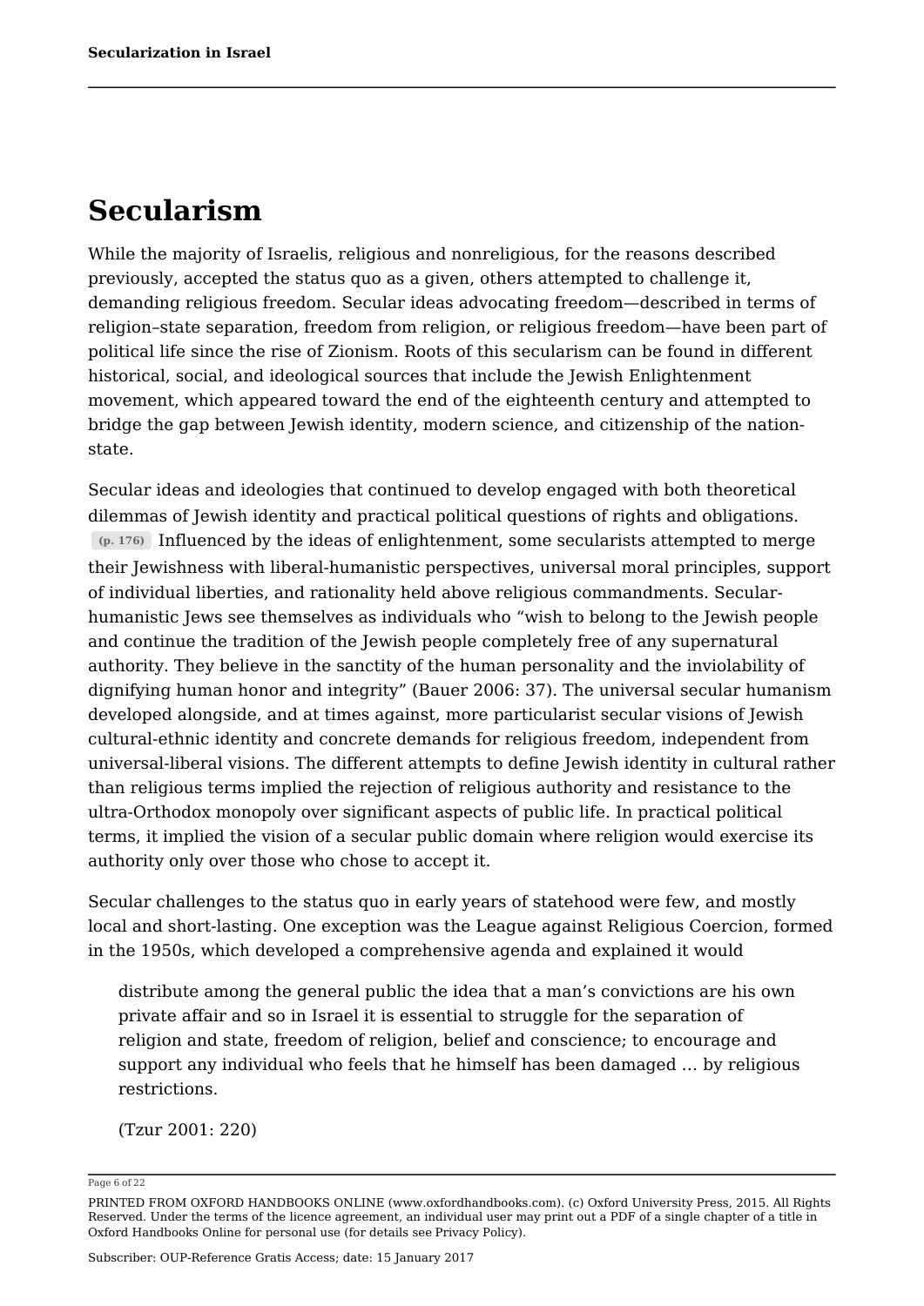# Secularism

While the majority of Israelis, religious and nonreligious, for the reasons described previously, accepted the status quo as a given, others attempted to challenge it, demanding religious freedom. Secular ideas advocating freedom—described in terms of religion–state separation, freedom from religion, or religious freedom—have been part of political life since the rise of Zionism. Roots of this secularism can be found in different historical, social, and ideological sources that include the Jewish Enlightenment movement, which appeared toward the end of the eighteenth century and attempted to bridge the gap between Jewish identity, modern science, and citizenship of the nation-state.

Secular ideas and ideologies that continued to develop engaged with both theoretical dilemmas of Jewish identity and practical political questions of rights and obligations. (p. 176) Influenced by the ideas of enlightenment, some secularists attempted to merge their Jewishness with liberal-humanistic perspectives, universal moral principles, support of individual liberties, and rationality held above religious commandments. Secular-humanistic Jews see themselves as individuals who "wish to belong to the Jewish people and continue the tradition of the Jewish people completely free of any supernatural authority. They believe in the sanctity of the human personality and the inviolability of dignifying human honor and integrity" (Bauer 2006: 37). The universal secular humanism developed alongside, and at times against, more particularist secular visions of Jewish cultural-ethnic identity and concrete demands for religious freedom, independent from universal-liberal visions. The different attempts to define Jewish identity in cultural rather than religious terms implied the rejection of religious authority and resistance to the ultra-Orthodox monopoly over significant aspects of public life. In practical political terms, it implied the vision of a secular public domain where religion would exercise its authority only over those who chose to accept it.

Secular challenges to the status quo in early years of statehood were few, and mostly local and short-lasting. One exception was the League against Religious Coercion, formed in the 1950s, which developed a comprehensive agenda and explained it would

> distribute among the general public the idea that a man's convictions are his own private affair and so in Israel it is essential to struggle for the separation of religion and state, freedom of religion, belief and conscience; to encourage and support any individual who feels that he himself has been damaged … by religious restrictions.
>
> (Tzur 2001: 220)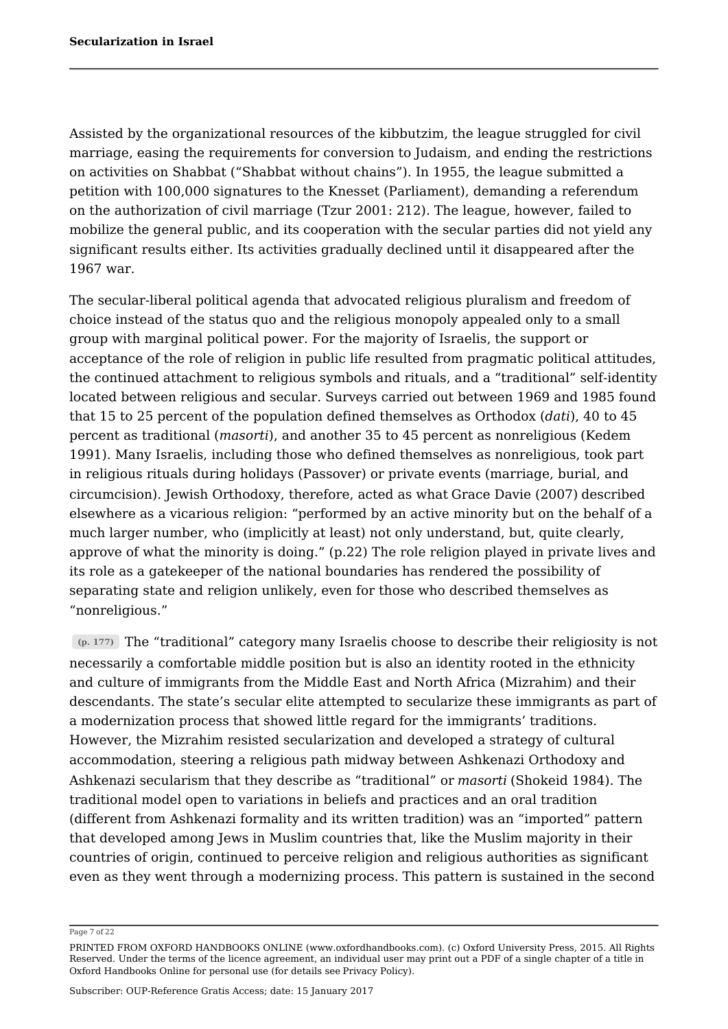Assisted by the organizational resources of the kibbutzim, the league struggled for civil marriage, easing the requirements for conversion to Judaism, and ending the restrictions on activities on Shabbat (“Shabbat without chains”). In 1955, the league submitted a petition with 100,000 signatures to the Knesset (Parliament), demanding a referendum on the authorization of civil marriage (Tzur 2001: 212). The league, however, failed to mobilize the general public, and its cooperation with the secular parties did not yield any significant results either. Its activities gradually declined until it disappeared after the 1967 war.

The secular-liberal political agenda that advocated religious pluralism and freedom of choice instead of the status quo and the religious monopoly appealed only to a small group with marginal political power. For the majority of Israelis, the support or acceptance of the role of religion in public life resulted from pragmatic political attitudes, the continued attachment to religious symbols and rituals, and a “traditional” self-identity located between religious and secular. Surveys carried out between 1969 and 1985 found that 15 to 25 percent of the population defined themselves as Orthodox (*dati*), 40 to 45 percent as traditional (*masorti*), and another 35 to 45 percent as nonreligious (Kedem 1991). Many Israelis, including those who defined themselves as nonreligious, took part in religious rituals during holidays (Passover) or private events (marriage, burial, and circumcision). Jewish Orthodoxy, therefore, acted as what Grace Davie (2007) described elsewhere as a vicarious religion: “performed by an active minority but on the behalf of a much larger number, who (implicitly at least) not only understand, but, quite clearly, approve of what the minority is doing.” (p.22) The role religion played in private lives and its role as a gatekeeper of the national boundaries has rendered the possibility of separating state and religion unlikely, even for those who described themselves as “nonreligious.”

(p. 177) The “traditional” category many Israelis choose to describe their religiosity is not necessarily a comfortable middle position but is also an identity rooted in the ethnicity and culture of immigrants from the Middle East and North Africa (Mizrahim) and their descendants. The state’s secular elite attempted to secularize these immigrants as part of a modernization process that showed little regard for the immigrants’ traditions. However, the Mizrahim resisted secularization and developed a strategy of cultural accommodation, steering a religious path midway between Ashkenazi Orthodoxy and Ashkenazi secularism that they describe as “traditional” or *masorti* (Shokeid 1984). The traditional model open to variations in beliefs and practices and an oral tradition (different from Ashkenazi formality and its written tradition) was an “imported” pattern that developed among Jews in Muslim countries that, like the Muslim majority in their countries of origin, continued to perceive religion and religious authorities as significant even as they went through a modernizing process. This pattern is sustained in the second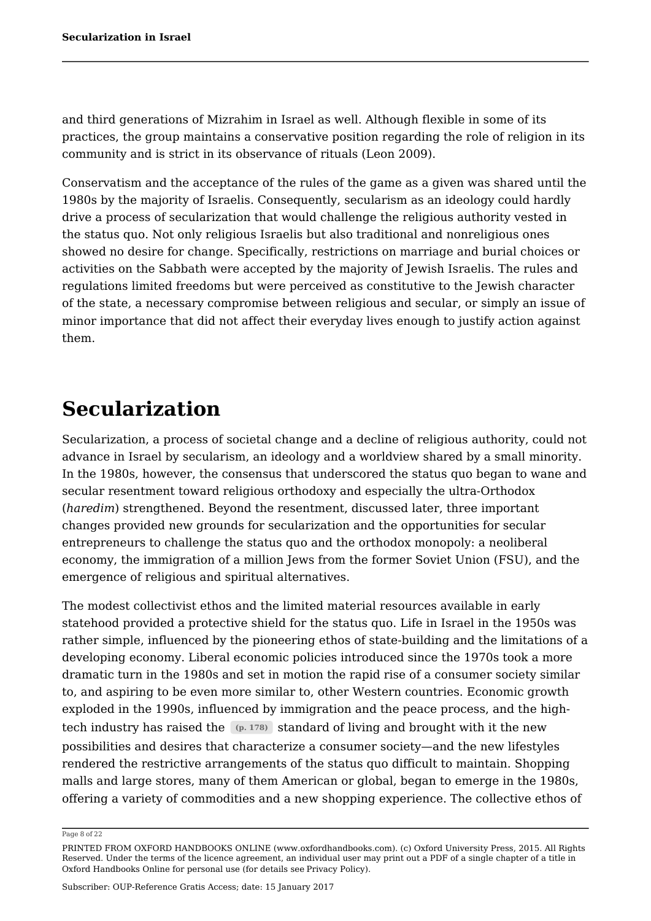and third generations of Mizrahim in Israel as well. Although flexible in some of its practices, the group maintains a conservative position regarding the role of religion in its community and is strict in its observance of rituals (Leon 2009).

Conservatism and the acceptance of the rules of the game as a given was shared until the 1980s by the majority of Israelis. Consequently, secularism as an ideology could hardly drive a process of secularization that would challenge the religious authority vested in the status quo. Not only religious Israelis but also traditional and nonreligious ones showed no desire for change. Specifically, restrictions on marriage and burial choices or activities on the Sabbath were accepted by the majority of Jewish Israelis. The rules and regulations limited freedoms but were perceived as constitutive to the Jewish character of the state, a necessary compromise between religious and secular, or simply an issue of minor importance that did not affect their everyday lives enough to justify action against them.

# Secularization

Secularization, a process of societal change and a decline of religious authority, could not advance in Israel by secularism, an ideology and a worldview shared by a small minority. In the 1980s, however, the consensus that underscored the status quo began to wane and secular resentment toward religious orthodoxy and especially the ultra-Orthodox (*haredim*) strengthened. Beyond the resentment, discussed later, three important changes provided new grounds for secularization and the opportunities for secular entrepreneurs to challenge the status quo and the orthodox monopoly: a neoliberal economy, the immigration of a million Jews from the former Soviet Union (FSU), and the emergence of religious and spiritual alternatives.

The modest collectivist ethos and the limited material resources available in early statehood provided a protective shield for the status quo. Life in Israel in the 1950s was rather simple, influenced by the pioneering ethos of state-building and the limitations of a developing economy. Liberal economic policies introduced since the 1970s took a more dramatic turn in the 1980s and set in motion the rapid rise of a consumer society similar to, and aspiring to be even more similar to, other Western countries. Economic growth exploded in the 1990s, influenced by immigration and the peace process, and the high-tech industry has raised the (p. 178) standard of living and brought with it the new possibilities and desires that characterize a consumer society—and the new lifestyles rendered the restrictive arrangements of the status quo difficult to maintain. Shopping malls and large stores, many of them American or global, began to emerge in the 1980s, offering a variety of commodities and a new shopping experience. The collective ethos of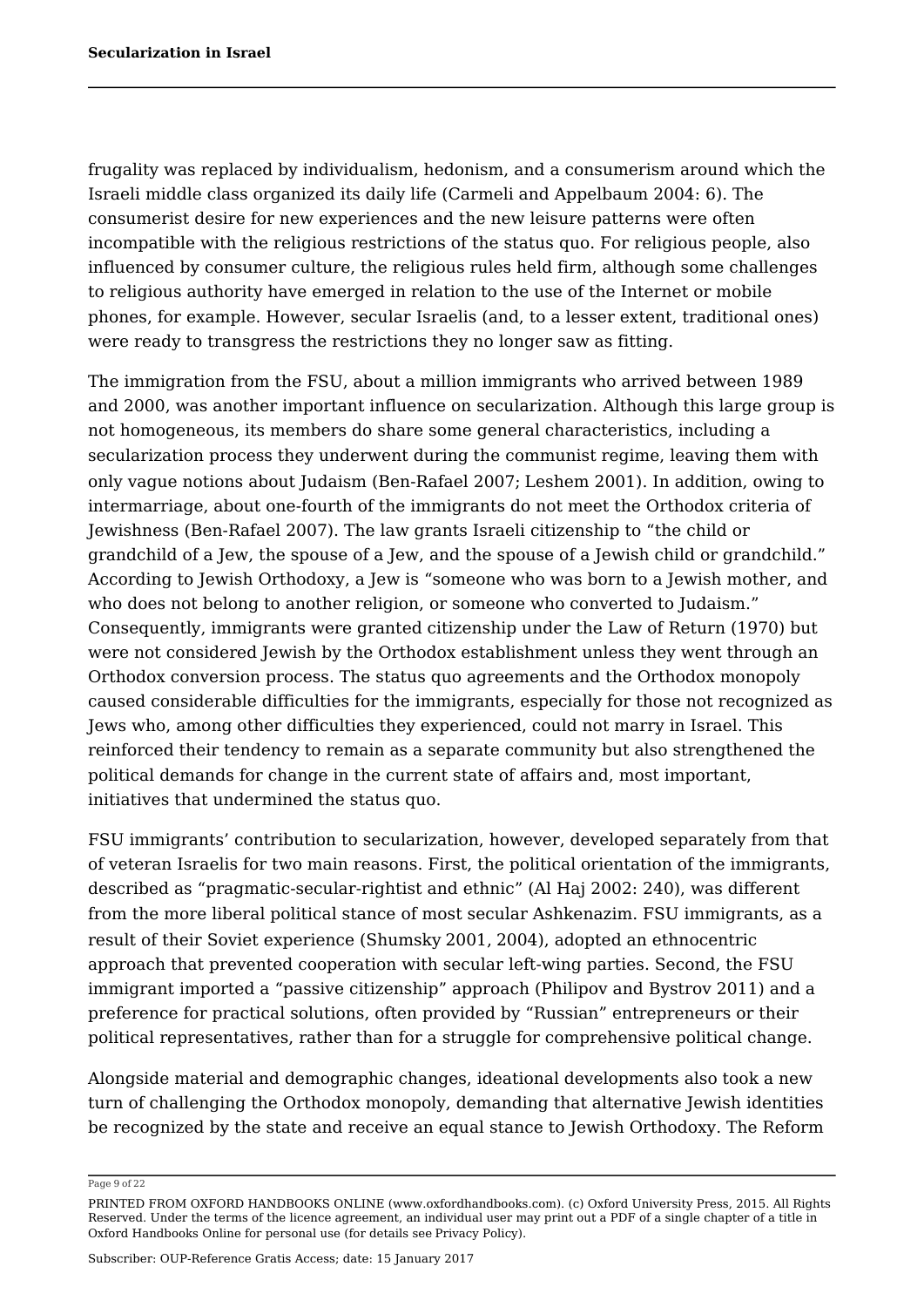frugality was replaced by individualism, hedonism, and a consumerism around which the Israeli middle class organized its daily life (Carmeli and Appelbaum 2004: 6). The consumerist desire for new experiences and the new leisure patterns were often incompatible with the religious restrictions of the status quo. For religious people, also influenced by consumer culture, the religious rules held firm, although some challenges to religious authority have emerged in relation to the use of the Internet or mobile phones, for example. However, secular Israelis (and, to a lesser extent, traditional ones) were ready to transgress the restrictions they no longer saw as fitting.

The immigration from the FSU, about a million immigrants who arrived between 1989 and 2000, was another important influence on secularization. Although this large group is not homogeneous, its members do share some general characteristics, including a secularization process they underwent during the communist regime, leaving them with only vague notions about Judaism (Ben-Rafael 2007; Leshem 2001). In addition, owing to intermarriage, about one-fourth of the immigrants do not meet the Orthodox criteria of Jewishness (Ben-Rafael 2007). The law grants Israeli citizenship to "the child or grandchild of a Jew, the spouse of a Jew, and the spouse of a Jewish child or grandchild." According to Jewish Orthodoxy, a Jew is "someone who was born to a Jewish mother, and who does not belong to another religion, or someone who converted to Judaism." Consequently, immigrants were granted citizenship under the Law of Return (1970) but were not considered Jewish by the Orthodox establishment unless they went through an Orthodox conversion process. The status quo agreements and the Orthodox monopoly caused considerable difficulties for the immigrants, especially for those not recognized as Jews who, among other difficulties they experienced, could not marry in Israel. This reinforced their tendency to remain as a separate community but also strengthened the political demands for change in the current state of affairs and, most important, initiatives that undermined the status quo.

FSU immigrants' contribution to secularization, however, developed separately from that of veteran Israelis for two main reasons. First, the political orientation of the immigrants, described as "pragmatic-secular-rightist and ethnic" (Al Haj 2002: 240), was different from the more liberal political stance of most secular Ashkenazim. FSU immigrants, as a result of their Soviet experience (Shumsky 2001, 2004), adopted an ethnocentric approach that prevented cooperation with secular left-wing parties. Second, the FSU immigrant imported a "passive citizenship" approach (Philipov and Bystrov 2011) and a preference for practical solutions, often provided by "Russian" entrepreneurs or their political representatives, rather than for a struggle for comprehensive political change.

Alongside material and demographic changes, ideational developments also took a new turn of challenging the Orthodox monopoly, demanding that alternative Jewish identities be recognized by the state and receive an equal stance to Jewish Orthodoxy. The Reform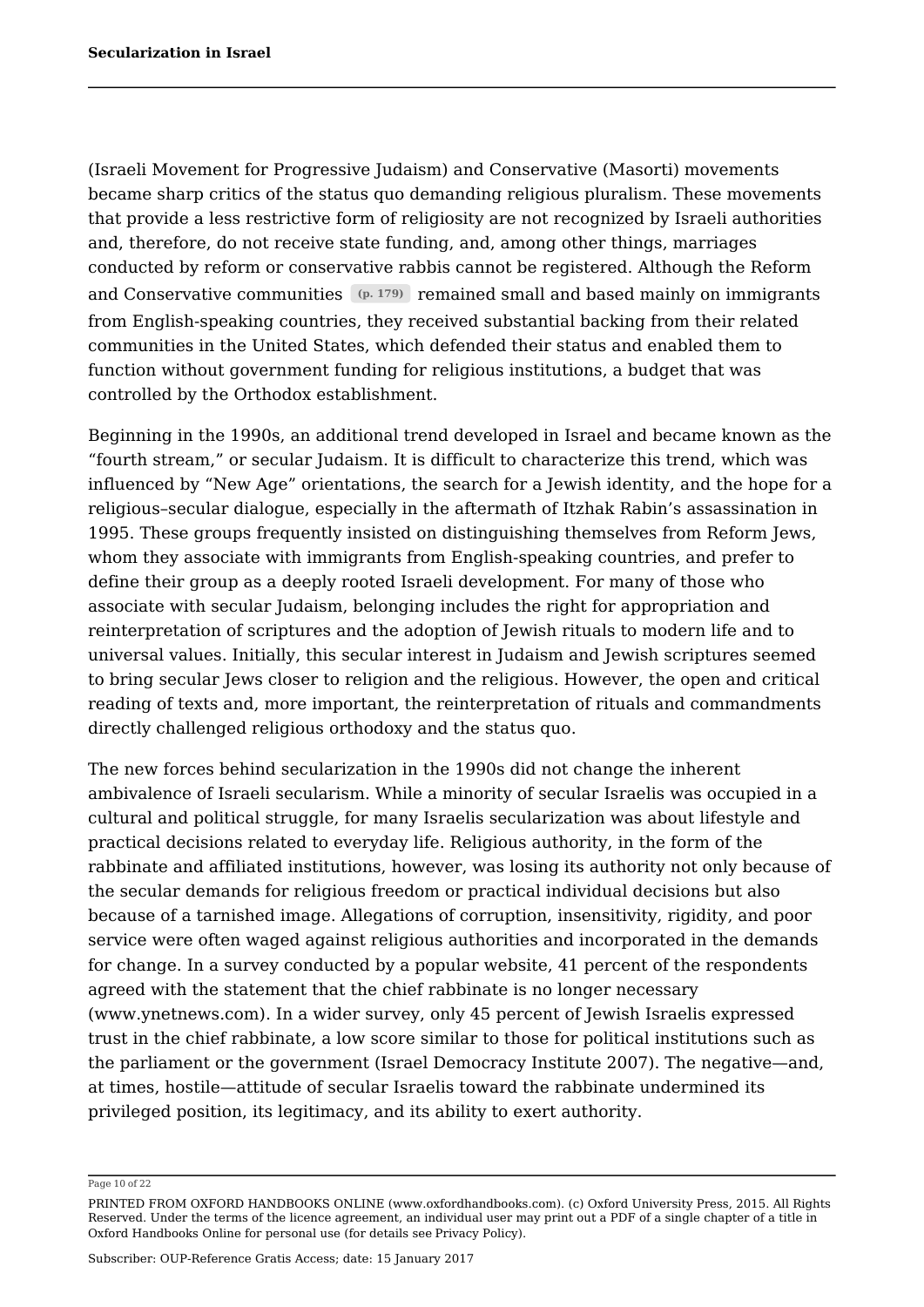(Israeli Movement for Progressive Judaism) and Conservative (Masorti) movements became sharp critics of the status quo demanding religious pluralism. These movements that provide a less restrictive form of religiosity are not recognized by Israeli authorities and, therefore, do not receive state funding, and, among other things, marriages conducted by reform or conservative rabbis cannot be registered. Although the Reform and Conservative communities (p. 179) remained small and based mainly on immigrants from English-speaking countries, they received substantial backing from their related communities in the United States, which defended their status and enabled them to function without government funding for religious institutions, a budget that was controlled by the Orthodox establishment.

Beginning in the 1990s, an additional trend developed in Israel and became known as the "fourth stream," or secular Judaism. It is difficult to characterize this trend, which was influenced by "New Age" orientations, the search for a Jewish identity, and the hope for a religious–secular dialogue, especially in the aftermath of Itzhak Rabin's assassination in 1995. These groups frequently insisted on distinguishing themselves from Reform Jews, whom they associate with immigrants from English-speaking countries, and prefer to define their group as a deeply rooted Israeli development. For many of those who associate with secular Judaism, belonging includes the right for appropriation and reinterpretation of scriptures and the adoption of Jewish rituals to modern life and to universal values. Initially, this secular interest in Judaism and Jewish scriptures seemed to bring secular Jews closer to religion and the religious. However, the open and critical reading of texts and, more important, the reinterpretation of rituals and commandments directly challenged religious orthodoxy and the status quo.

The new forces behind secularization in the 1990s did not change the inherent ambivalence of Israeli secularism. While a minority of secular Israelis was occupied in a cultural and political struggle, for many Israelis secularization was about lifestyle and practical decisions related to everyday life. Religious authority, in the form of the rabbinate and affiliated institutions, however, was losing its authority not only because of the secular demands for religious freedom or practical individual decisions but also because of a tarnished image. Allegations of corruption, insensitivity, rigidity, and poor service were often waged against religious authorities and incorporated in the demands for change. In a survey conducted by a popular website, 41 percent of the respondents agreed with the statement that the chief rabbinate is no longer necessary (www.ynetnews.com). In a wider survey, only 45 percent of Jewish Israelis expressed trust in the chief rabbinate, a low score similar to those for political institutions such as the parliament or the government (Israel Democracy Institute 2007). The negative—and, at times, hostile—attitude of secular Israelis toward the rabbinate undermined its privileged position, its legitimacy, and its ability to exert authority.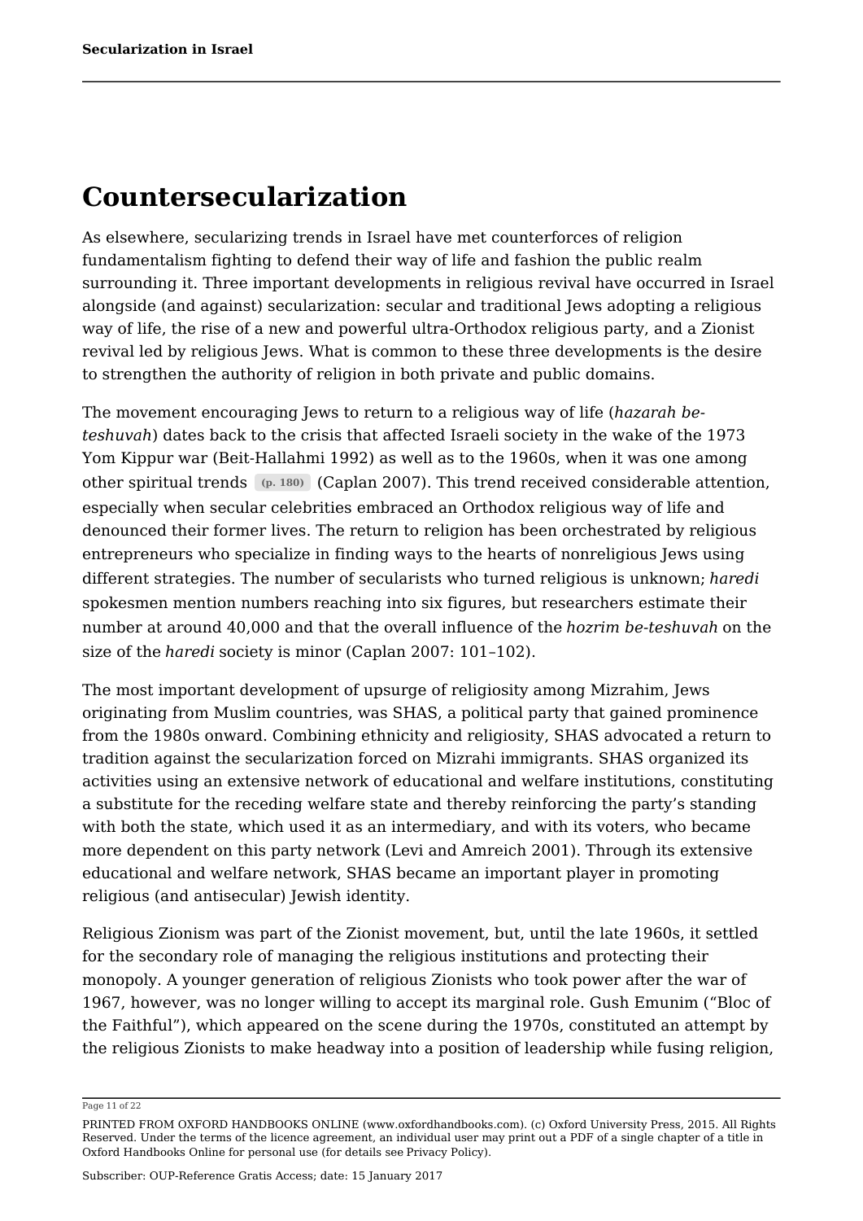# Countersecularization

As elsewhere, secularizing trends in Israel have met counterforces of religion fundamentalism fighting to defend their way of life and fashion the public realm surrounding it. Three important developments in religious revival have occurred in Israel alongside (and against) secularization: secular and traditional Jews adopting a religious way of life, the rise of a new and powerful ultra-Orthodox religious party, and a Zionist revival led by religious Jews. What is common to these three developments is the desire to strengthen the authority of religion in both private and public domains.

The movement encouraging Jews to return to a religious way of life (*hazarah be-teshuvah*) dates back to the crisis that affected Israeli society in the wake of the 1973 Yom Kippur war (Beit-Hallahmi 1992) as well as to the 1960s, when it was one among other spiritual trends (p. 180) (Caplan 2007). This trend received considerable attention, especially when secular celebrities embraced an Orthodox religious way of life and denounced their former lives. The return to religion has been orchestrated by religious entrepreneurs who specialize in finding ways to the hearts of nonreligious Jews using different strategies. The number of secularists who turned religious is unknown; *haredi* spokesmen mention numbers reaching into six figures, but researchers estimate their number at around 40,000 and that the overall influence of the *hozrim be-teshuvah* on the size of the *haredi* society is minor (Caplan 2007: 101–102).

The most important development of upsurge of religiosity among Mizrahim, Jews originating from Muslim countries, was SHAS, a political party that gained prominence from the 1980s onward. Combining ethnicity and religiosity, SHAS advocated a return to tradition against the secularization forced on Mizrahi immigrants. SHAS organized its activities using an extensive network of educational and welfare institutions, constituting a substitute for the receding welfare state and thereby reinforcing the party's standing with both the state, which used it as an intermediary, and with its voters, who became more dependent on this party network (Levi and Amreich 2001). Through its extensive educational and welfare network, SHAS became an important player in promoting religious (and antisecular) Jewish identity.

Religious Zionism was part of the Zionist movement, but, until the late 1960s, it settled for the secondary role of managing the religious institutions and protecting their monopoly. A younger generation of religious Zionists who took power after the war of 1967, however, was no longer willing to accept its marginal role. Gush Emunim ("Bloc of the Faithful"), which appeared on the scene during the 1970s, constituted an attempt by the religious Zionists to make headway into a position of leadership while fusing religion,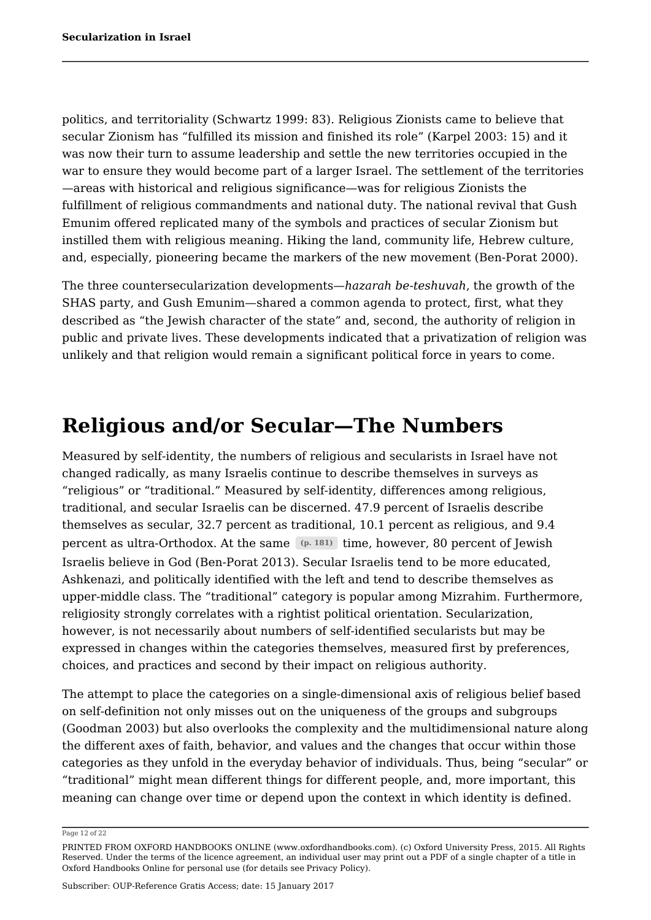politics, and territoriality (Schwartz 1999: 83). Religious Zionists came to believe that secular Zionism has "fulfilled its mission and finished its role" (Karpel 2003: 15) and it was now their turn to assume leadership and settle the new territories occupied in the war to ensure they would become part of a larger Israel. The settlement of the territories—areas with historical and religious significance—was for religious Zionists the fulfillment of religious commandments and national duty. The national revival that Gush Emunim offered replicated many of the symbols and practices of secular Zionism but instilled them with religious meaning. Hiking the land, community life, Hebrew culture, and, especially, pioneering became the markers of the new movement (Ben-Porat 2000).

The three countersecularization developments—*hazarah be-teshuvah*, the growth of the SHAS party, and Gush Emunim—shared a common agenda to protect, first, what they described as "the Jewish character of the state" and, second, the authority of religion in public and private lives. These developments indicated that a privatization of religion was unlikely and that religion would remain a significant political force in years to come.

# Religious and/or Secular—The Numbers

Measured by self-identity, the numbers of religious and secularists in Israel have not changed radically, as many Israelis continue to describe themselves in surveys as "religious" or "traditional." Measured by self-identity, differences among religious, traditional, and secular Israelis can be discerned. 47.9 percent of Israelis describe themselves as secular, 32.7 percent as traditional, 10.1 percent as religious, and 9.4 percent as ultra-Orthodox. At the same (p. 181) time, however, 80 percent of Jewish Israelis believe in God (Ben-Porat 2013). Secular Israelis tend to be more educated, Ashkenazi, and politically identified with the left and tend to describe themselves as upper-middle class. The "traditional" category is popular among Mizrahim. Furthermore, religiosity strongly correlates with a rightist political orientation. Secularization, however, is not necessarily about numbers of self-identified secularists but may be expressed in changes within the categories themselves, measured first by preferences, choices, and practices and second by their impact on religious authority.

The attempt to place the categories on a single-dimensional axis of religious belief based on self-definition not only misses out on the uniqueness of the groups and subgroups (Goodman 2003) but also overlooks the complexity and the multidimensional nature along the different axes of faith, behavior, and values and the changes that occur within those categories as they unfold in the everyday behavior of individuals. Thus, being "secular" or "traditional" might mean different things for different people, and, more important, this meaning can change over time or depend upon the context in which identity is defined.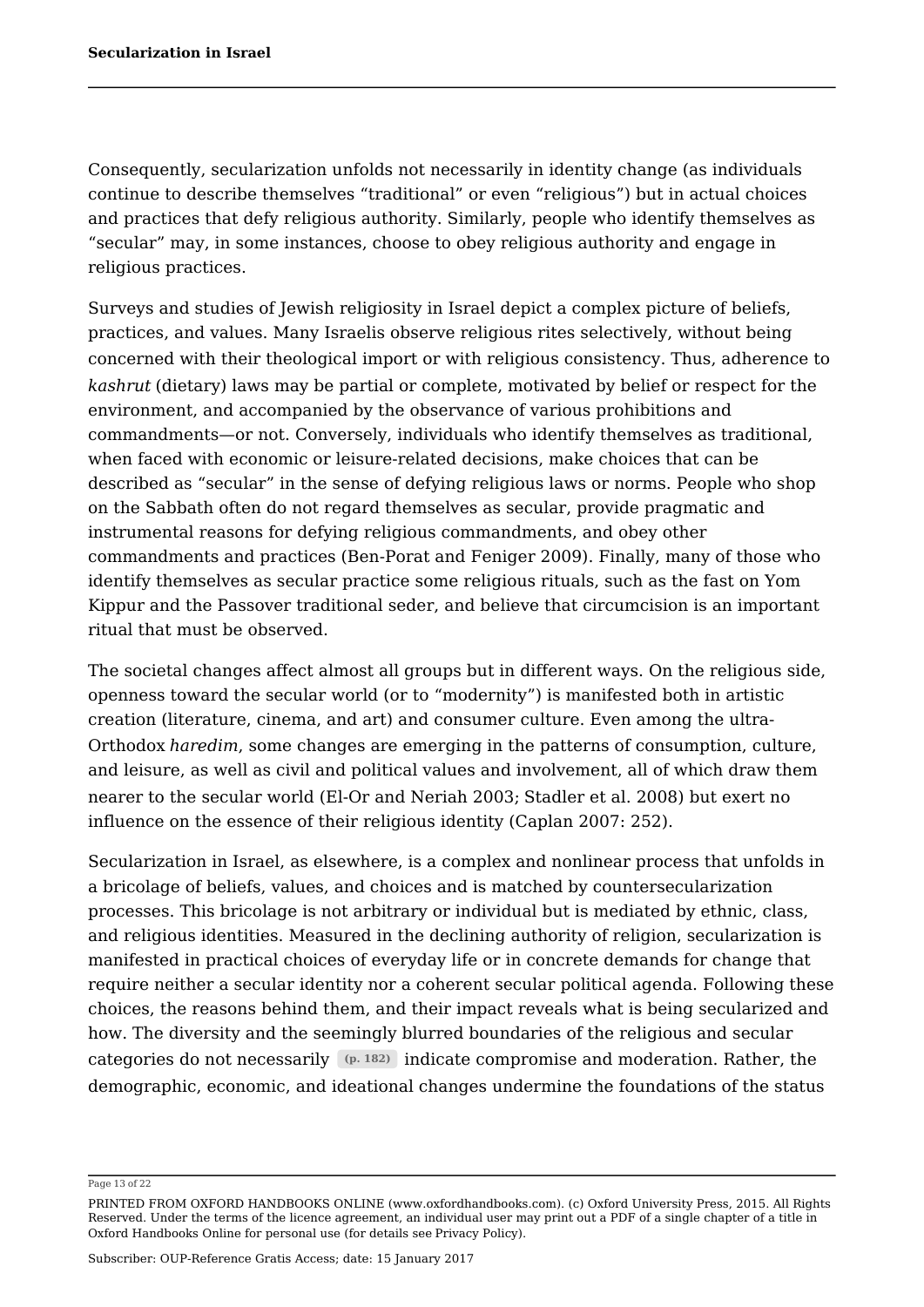Consequently, secularization unfolds not necessarily in identity change (as individuals continue to describe themselves "traditional" or even "religious") but in actual choices and practices that defy religious authority. Similarly, people who identify themselves as "secular" may, in some instances, choose to obey religious authority and engage in religious practices.

Surveys and studies of Jewish religiosity in Israel depict a complex picture of beliefs, practices, and values. Many Israelis observe religious rites selectively, without being concerned with their theological import or with religious consistency. Thus, adherence to *kashrut* (dietary) laws may be partial or complete, motivated by belief or respect for the environment, and accompanied by the observance of various prohibitions and commandments—or not. Conversely, individuals who identify themselves as traditional, when faced with economic or leisure-related decisions, make choices that can be described as "secular" in the sense of defying religious laws or norms. People who shop on the Sabbath often do not regard themselves as secular, provide pragmatic and instrumental reasons for defying religious commandments, and obey other commandments and practices (Ben-Porat and Feniger 2009). Finally, many of those who identify themselves as secular practice some religious rituals, such as the fast on Yom Kippur and the Passover traditional seder, and believe that circumcision is an important ritual that must be observed.

The societal changes affect almost all groups but in different ways. On the religious side, openness toward the secular world (or to "modernity") is manifested both in artistic creation (literature, cinema, and art) and consumer culture. Even among the ultra-Orthodox *haredim*, some changes are emerging in the patterns of consumption, culture, and leisure, as well as civil and political values and involvement, all of which draw them nearer to the secular world (El-Or and Neriah 2003; Stadler et al. 2008) but exert no influence on the essence of their religious identity (Caplan 2007: 252).

Secularization in Israel, as elsewhere, is a complex and nonlinear process that unfolds in a bricolage of beliefs, values, and choices and is matched by countersecularization processes. This bricolage is not arbitrary or individual but is mediated by ethnic, class, and religious identities. Measured in the declining authority of religion, secularization is manifested in practical choices of everyday life or in concrete demands for change that require neither a secular identity nor a coherent secular political agenda. Following these choices, the reasons behind them, and their impact reveals what is being secularized and how. The diversity and the seemingly blurred boundaries of the religious and secular categories do not necessarily (p. 182) indicate compromise and moderation. Rather, the demographic, economic, and ideational changes undermine the foundations of the status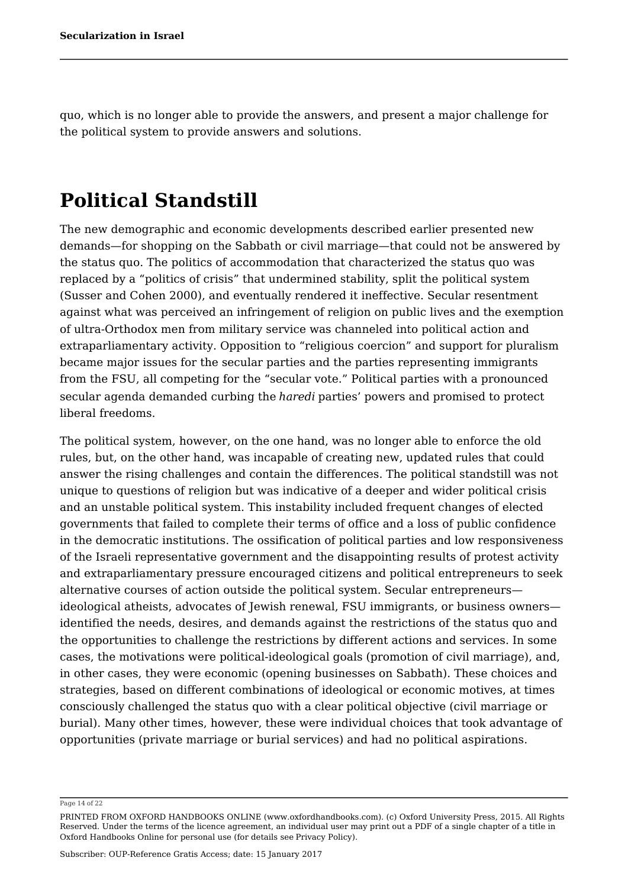quo, which is no longer able to provide the answers, and present a major challenge for the political system to provide answers and solutions.

## Political Standstill

The new demographic and economic developments described earlier presented new demands—for shopping on the Sabbath or civil marriage—that could not be answered by the status quo. The politics of accommodation that characterized the status quo was replaced by a "politics of crisis" that undermined stability, split the political system (Susser and Cohen 2000), and eventually rendered it ineffective. Secular resentment against what was perceived an infringement of religion on public lives and the exemption of ultra-Orthodox men from military service was channeled into political action and extraparliamentary activity. Opposition to "religious coercion" and support for pluralism became major issues for the secular parties and the parties representing immigrants from the FSU, all competing for the "secular vote." Political parties with a pronounced secular agenda demanded curbing the *haredi* parties' powers and promised to protect liberal freedoms.

The political system, however, on the one hand, was no longer able to enforce the old rules, but, on the other hand, was incapable of creating new, updated rules that could answer the rising challenges and contain the differences. The political standstill was not unique to questions of religion but was indicative of a deeper and wider political crisis and an unstable political system. This instability included frequent changes of elected governments that failed to complete their terms of office and a loss of public confidence in the democratic institutions. The ossification of political parties and low responsiveness of the Israeli representative government and the disappointing results of protest activity and extraparliamentary pressure encouraged citizens and political entrepreneurs to seek alternative courses of action outside the political system. Secular entrepreneurs—ideological atheists, advocates of Jewish renewal, FSU immigrants, or business owners—identified the needs, desires, and demands against the restrictions of the status quo and the opportunities to challenge the restrictions by different actions and services. In some cases, the motivations were political-ideological goals (promotion of civil marriage), and, in other cases, they were economic (opening businesses on Sabbath). These choices and strategies, based on different combinations of ideological or economic motives, at times consciously challenged the status quo with a clear political objective (civil marriage or burial). Many other times, however, these were individual choices that took advantage of opportunities (private marriage or burial services) and had no political aspirations.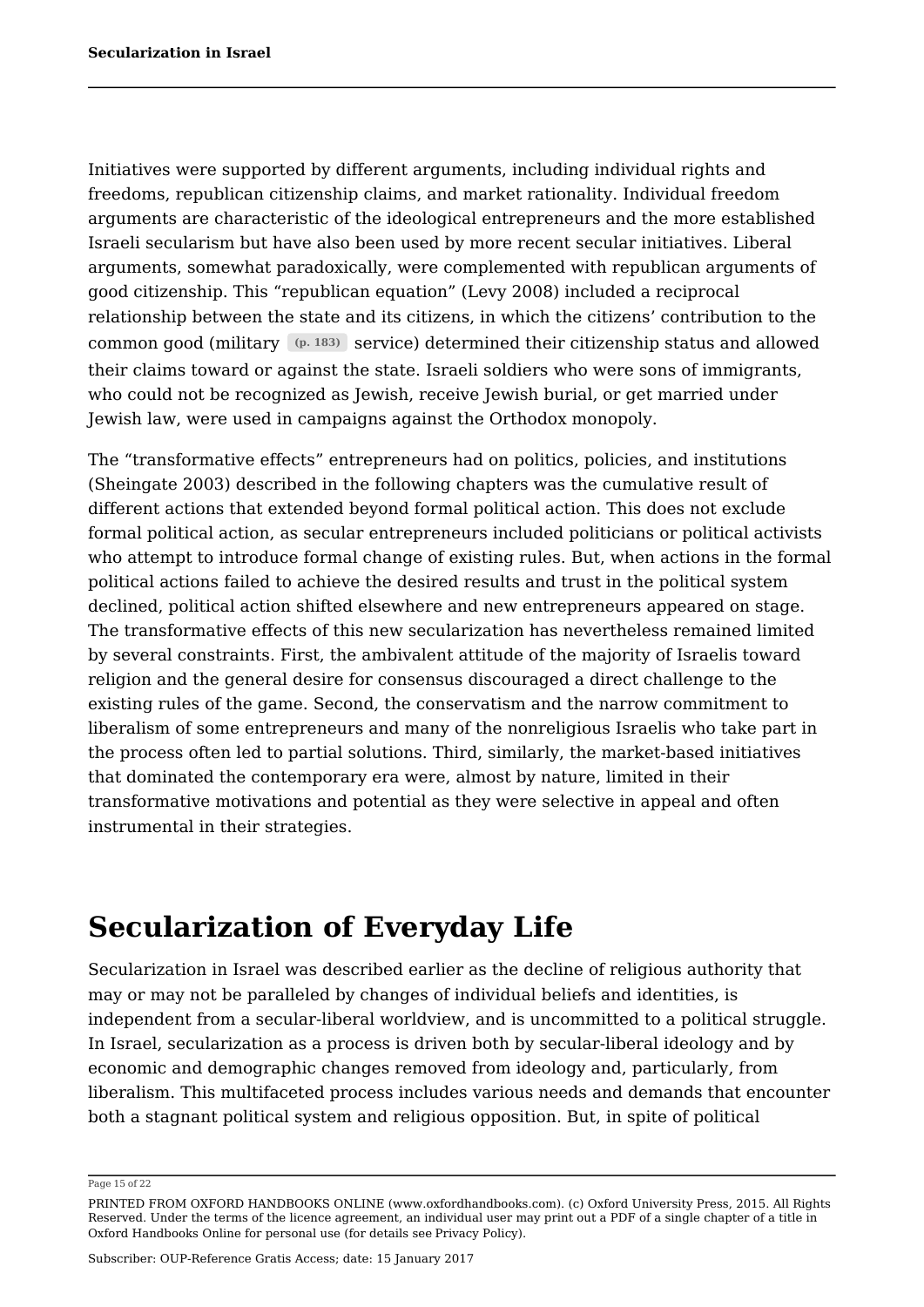Initiatives were supported by different arguments, including individual rights and freedoms, republican citizenship claims, and market rationality. Individual freedom arguments are characteristic of the ideological entrepreneurs and the more established Israeli secularism but have also been used by more recent secular initiatives. Liberal arguments, somewhat paradoxically, were complemented with republican arguments of good citizenship. This "republican equation" (Levy 2008) included a reciprocal relationship between the state and its citizens, in which the citizens' contribution to the common good (military (p. 183) service) determined their citizenship status and allowed their claims toward or against the state. Israeli soldiers who were sons of immigrants, who could not be recognized as Jewish, receive Jewish burial, or get married under Jewish law, were used in campaigns against the Orthodox monopoly.

The "transformative effects" entrepreneurs had on politics, policies, and institutions (Sheingate 2003) described in the following chapters was the cumulative result of different actions that extended beyond formal political action. This does not exclude formal political action, as secular entrepreneurs included politicians or political activists who attempt to introduce formal change of existing rules. But, when actions in the formal political actions failed to achieve the desired results and trust in the political system declined, political action shifted elsewhere and new entrepreneurs appeared on stage. The transformative effects of this new secularization has nevertheless remained limited by several constraints. First, the ambivalent attitude of the majority of Israelis toward religion and the general desire for consensus discouraged a direct challenge to the existing rules of the game. Second, the conservatism and the narrow commitment to liberalism of some entrepreneurs and many of the nonreligious Israelis who take part in the process often led to partial solutions. Third, similarly, the market-based initiatives that dominated the contemporary era were, almost by nature, limited in their transformative motivations and potential as they were selective in appeal and often instrumental in their strategies.

## Secularization of Everyday Life

Secularization in Israel was described earlier as the decline of religious authority that may or may not be paralleled by changes of individual beliefs and identities, is independent from a secular-liberal worldview, and is uncommitted to a political struggle. In Israel, secularization as a process is driven both by secular-liberal ideology and by economic and demographic changes removed from ideology and, particularly, from liberalism. This multifaceted process includes various needs and demands that encounter both a stagnant political system and religious opposition. But, in spite of political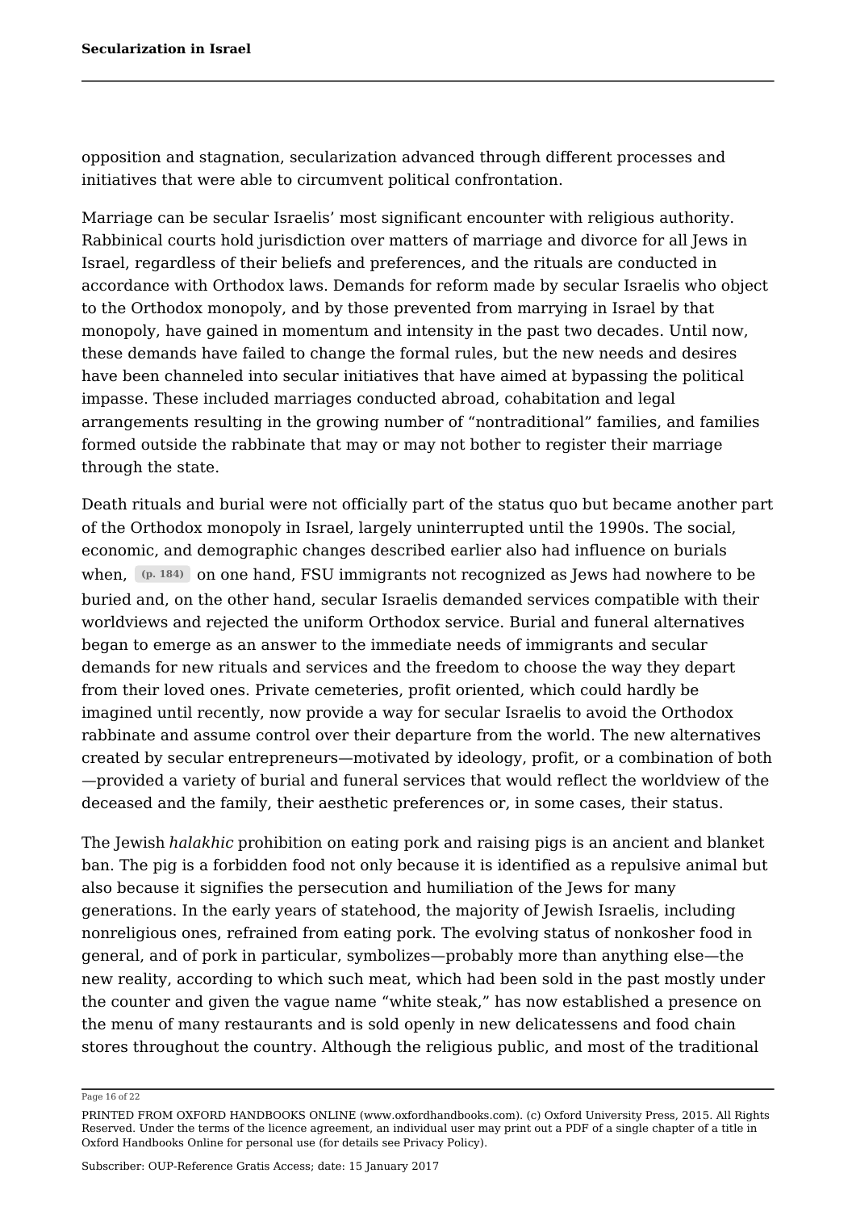opposition and stagnation, secularization advanced through different processes and initiatives that were able to circumvent political confrontation.

Marriage can be secular Israelis' most significant encounter with religious authority. Rabbinical courts hold jurisdiction over matters of marriage and divorce for all Jews in Israel, regardless of their beliefs and preferences, and the rituals are conducted in accordance with Orthodox laws. Demands for reform made by secular Israelis who object to the Orthodox monopoly, and by those prevented from marrying in Israel by that monopoly, have gained in momentum and intensity in the past two decades. Until now, these demands have failed to change the formal rules, but the new needs and desires have been channeled into secular initiatives that have aimed at bypassing the political impasse. These included marriages conducted abroad, cohabitation and legal arrangements resulting in the growing number of "nontraditional" families, and families formed outside the rabbinate that may or may not bother to register their marriage through the state.

Death rituals and burial were not officially part of the status quo but became another part of the Orthodox monopoly in Israel, largely uninterrupted until the 1990s. The social, economic, and demographic changes described earlier also had influence on burials when, (p. 184) on one hand, FSU immigrants not recognized as Jews had nowhere to be buried and, on the other hand, secular Israelis demanded services compatible with their worldviews and rejected the uniform Orthodox service. Burial and funeral alternatives began to emerge as an answer to the immediate needs of immigrants and secular demands for new rituals and services and the freedom to choose the way they depart from their loved ones. Private cemeteries, profit oriented, which could hardly be imagined until recently, now provide a way for secular Israelis to avoid the Orthodox rabbinate and assume control over their departure from the world. The new alternatives created by secular entrepreneurs—motivated by ideology, profit, or a combination of both—provided a variety of burial and funeral services that would reflect the worldview of the deceased and the family, their aesthetic preferences or, in some cases, their status.

The Jewish *halakhic* prohibition on eating pork and raising pigs is an ancient and blanket ban. The pig is a forbidden food not only because it is identified as a repulsive animal but also because it signifies the persecution and humiliation of the Jews for many generations. In the early years of statehood, the majority of Jewish Israelis, including nonreligious ones, refrained from eating pork. The evolving status of nonkosher food in general, and of pork in particular, symbolizes—probably more than anything else—the new reality, according to which such meat, which had been sold in the past mostly under the counter and given the vague name "white steak," has now established a presence on the menu of many restaurants and is sold openly in new delicatessens and food chain stores throughout the country. Although the religious public, and most of the traditional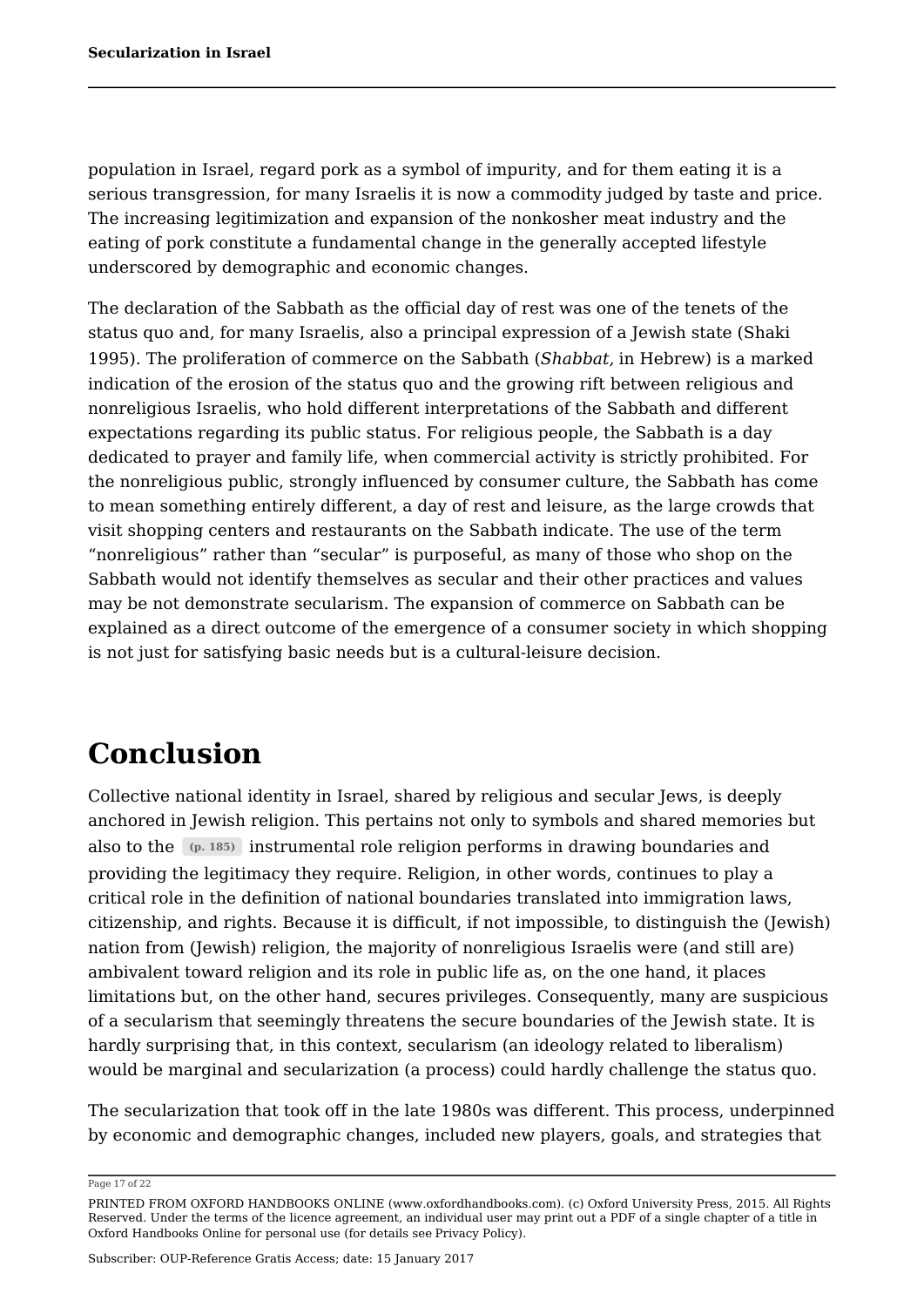population in Israel, regard pork as a symbol of impurity, and for them eating it is a serious transgression, for many Israelis it is now a commodity judged by taste and price. The increasing legitimization and expansion of the nonkosher meat industry and the eating of pork constitute a fundamental change in the generally accepted lifestyle underscored by demographic and economic changes.

The declaration of the Sabbath as the official day of rest was one of the tenets of the status quo and, for many Israelis, also a principal expression of a Jewish state (Shaki 1995). The proliferation of commerce on the Sabbath (*Shabbat,* in Hebrew) is a marked indication of the erosion of the status quo and the growing rift between religious and nonreligious Israelis, who hold different interpretations of the Sabbath and different expectations regarding its public status. For religious people, the Sabbath is a day dedicated to prayer and family life, when commercial activity is strictly prohibited. For the nonreligious public, strongly influenced by consumer culture, the Sabbath has come to mean something entirely different, a day of rest and leisure, as the large crowds that visit shopping centers and restaurants on the Sabbath indicate. The use of the term "nonreligious" rather than "secular" is purposeful, as many of those who shop on the Sabbath would not identify themselves as secular and their other practices and values may be not demonstrate secularism. The expansion of commerce on Sabbath can be explained as a direct outcome of the emergence of a consumer society in which shopping is not just for satisfying basic needs but is a cultural-leisure decision.

# Conclusion

Collective national identity in Israel, shared by religious and secular Jews, is deeply anchored in Jewish religion. This pertains not only to symbols and shared memories but also to the (p. 185) instrumental role religion performs in drawing boundaries and providing the legitimacy they require. Religion, in other words, continues to play a critical role in the definition of national boundaries translated into immigration laws, citizenship, and rights. Because it is difficult, if not impossible, to distinguish the (Jewish) nation from (Jewish) religion, the majority of nonreligious Israelis were (and still are) ambivalent toward religion and its role in public life as, on the one hand, it places limitations but, on the other hand, secures privileges. Consequently, many are suspicious of a secularism that seemingly threatens the secure boundaries of the Jewish state. It is hardly surprising that, in this context, secularism (an ideology related to liberalism) would be marginal and secularization (a process) could hardly challenge the status quo.

The secularization that took off in the late 1980s was different. This process, underpinned by economic and demographic changes, included new players, goals, and strategies that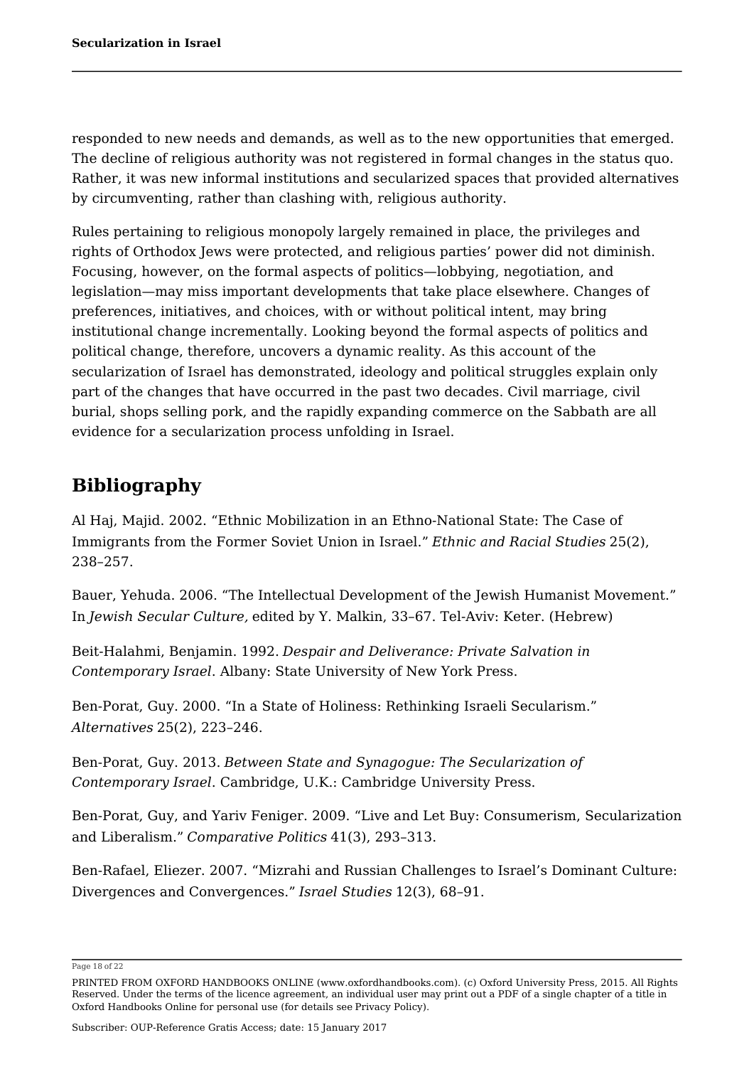responded to new needs and demands, as well as to the new opportunities that emerged. The decline of religious authority was not registered in formal changes in the status quo. Rather, it was new informal institutions and secularized spaces that provided alternatives by circumventing, rather than clashing with, religious authority.

Rules pertaining to religious monopoly largely remained in place, the privileges and rights of Orthodox Jews were protected, and religious parties' power did not diminish. Focusing, however, on the formal aspects of politics—lobbying, negotiation, and legislation—may miss important developments that take place elsewhere. Changes of preferences, initiatives, and choices, with or without political intent, may bring institutional change incrementally. Looking beyond the formal aspects of politics and political change, therefore, uncovers a dynamic reality. As this account of the secularization of Israel has demonstrated, ideology and political struggles explain only part of the changes that have occurred in the past two decades. Civil marriage, civil burial, shops selling pork, and the rapidly expanding commerce on the Sabbath are all evidence for a secularization process unfolding in Israel.

## Bibliography

Al Haj, Majid. 2002. "Ethnic Mobilization in an Ethno-National State: The Case of Immigrants from the Former Soviet Union in Israel." *Ethnic and Racial Studies* 25(2), 238–257.

Bauer, Yehuda. 2006. "The Intellectual Development of the Jewish Humanist Movement." In *Jewish Secular Culture,* edited by Y. Malkin, 33–67. Tel-Aviv: Keter. (Hebrew)

Beit-Halahmi, Benjamin. 1992. *Despair and Deliverance: Private Salvation in Contemporary Israel*. Albany: State University of New York Press.

Ben-Porat, Guy. 2000. "In a State of Holiness: Rethinking Israeli Secularism." *Alternatives* 25(2), 223–246.

Ben-Porat, Guy. 2013. *Between State and Synagogue: The Secularization of Contemporary Israel*. Cambridge, U.K.: Cambridge University Press.

Ben-Porat, Guy, and Yariv Feniger. 2009. "Live and Let Buy: Consumerism, Secularization and Liberalism." *Comparative Politics* 41(3), 293–313.

Ben-Rafael, Eliezer. 2007. "Mizrahi and Russian Challenges to Israel's Dominant Culture: Divergences and Convergences." *Israel Studies* 12(3), 68–91.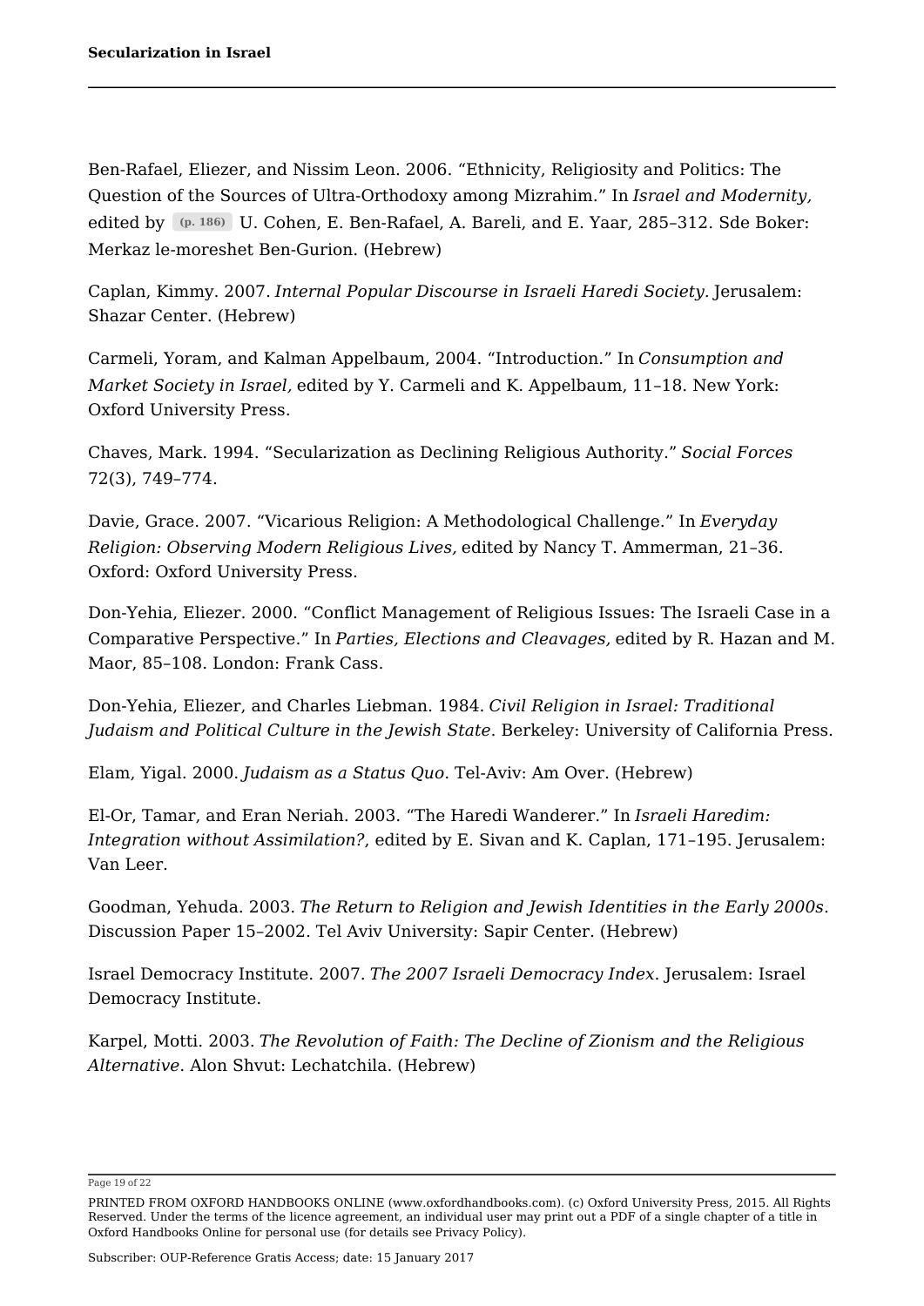Ben-Rafael, Eliezer, and Nissim Leon. 2006. "Ethnicity, Religiosity and Politics: The Question of the Sources of Ultra-Orthodoxy among Mizrahim." In *Israel and Modernity,* edited by (p. 186) U. Cohen, E. Ben-Rafael, A. Bareli, and E. Yaar, 285–312. Sde Boker: Merkaz le-moreshet Ben-Gurion. (Hebrew)

Caplan, Kimmy. 2007. *Internal Popular Discourse in Israeli Haredi Society*. Jerusalem: Shazar Center. (Hebrew)

Carmeli, Yoram, and Kalman Appelbaum, 2004. "Introduction." In *Consumption and Market Society in Israel,* edited by Y. Carmeli and K. Appelbaum, 11–18. New York: Oxford University Press.

Chaves, Mark. 1994. "Secularization as Declining Religious Authority." *Social Forces* 72(3), 749–774.

Davie, Grace. 2007. "Vicarious Religion: A Methodological Challenge." In *Everyday Religion: Observing Modern Religious Lives,* edited by Nancy T. Ammerman, 21–36. Oxford: Oxford University Press.

Don-Yehia, Eliezer. 2000. "Conflict Management of Religious Issues: The Israeli Case in a Comparative Perspective." In *Parties, Elections and Cleavages,* edited by R. Hazan and M. Maor, 85–108. London: Frank Cass.

Don-Yehia, Eliezer, and Charles Liebman. 1984. *Civil Religion in Israel: Traditional Judaism and Political Culture in the Jewish State*. Berkeley: University of California Press.

Elam, Yigal. 2000. *Judaism as a Status Quo*. Tel-Aviv: Am Over. (Hebrew)

El-Or, Tamar, and Eran Neriah. 2003. "The Haredi Wanderer." In *Israeli Haredim: Integration without Assimilation?,* edited by E. Sivan and K. Caplan, 171–195. Jerusalem: Van Leer.

Goodman, Yehuda. 2003. *The Return to Religion and Jewish Identities in the Early 2000s*. Discussion Paper 15–2002. Tel Aviv University: Sapir Center. (Hebrew)

Israel Democracy Institute. 2007. *The 2007 Israeli Democracy Index*. Jerusalem: Israel Democracy Institute.

Karpel, Motti. 2003. *The Revolution of Faith: The Decline of Zionism and the Religious Alternative*. Alon Shvut: Lechatchila. (Hebrew)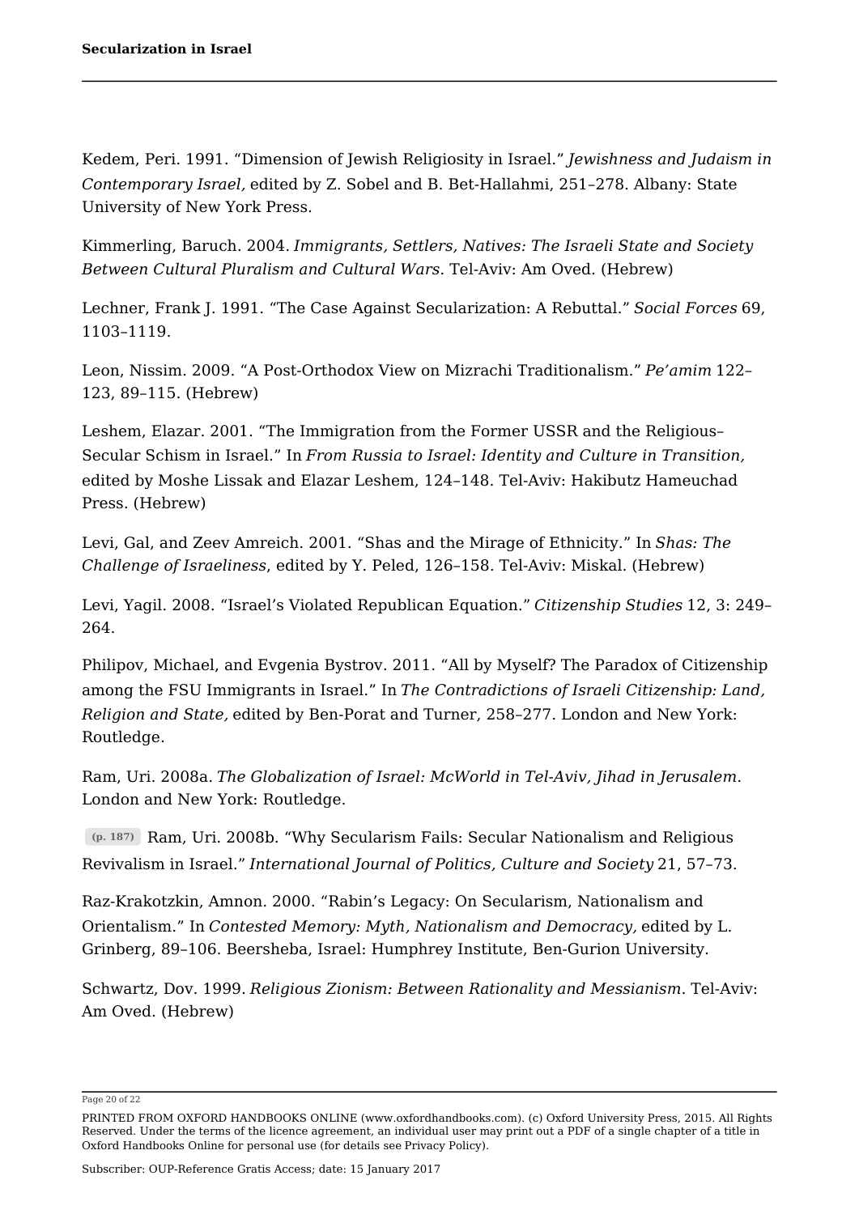Kedem, Peri. 1991. "Dimension of Jewish Religiosity in Israel." *Jewishness and Judaism in Contemporary Israel*, edited by Z. Sobel and B. Bet-Hallahmi, 251–278. Albany: State University of New York Press.

Kimmerling, Baruch. 2004. *Immigrants, Settlers, Natives: The Israeli State and Society Between Cultural Pluralism and Cultural Wars*. Tel-Aviv: Am Oved. (Hebrew)

Lechner, Frank J. 1991. "The Case Against Secularization: A Rebuttal." *Social Forces* 69, 1103–1119.

Leon, Nissim. 2009. "A Post-Orthodox View on Mizrachi Traditionalism." *Pe'amim* 122–123, 89–115. (Hebrew)

Leshem, Elazar. 2001. "The Immigration from the Former USSR and the Religious–Secular Schism in Israel." In *From Russia to Israel: Identity and Culture in Transition*, edited by Moshe Lissak and Elazar Leshem, 124–148. Tel-Aviv: Hakibutz Hameuchad Press. (Hebrew)

Levi, Gal, and Zeev Amreich. 2001. "Shas and the Mirage of Ethnicity." In *Shas: The Challenge of Israeliness*, edited by Y. Peled, 126–158. Tel-Aviv: Miskal. (Hebrew)

Levi, Yagil. 2008. "Israel's Violated Republican Equation." *Citizenship Studies* 12, 3: 249–264.

Philipov, Michael, and Evgenia Bystrov. 2011. "All by Myself? The Paradox of Citizenship among the FSU Immigrants in Israel." In *The Contradictions of Israeli Citizenship: Land, Religion and State*, edited by Ben-Porat and Turner, 258–277. London and New York: Routledge.

Ram, Uri. 2008a. *The Globalization of Israel: McWorld in Tel-Aviv, Jihad in Jerusalem*. London and New York: Routledge.

(p. 187) Ram, Uri. 2008b. "Why Secularism Fails: Secular Nationalism and Religious Revivalism in Israel." *International Journal of Politics, Culture and Society* 21, 57–73.

Raz-Krakotzkin, Amnon. 2000. "Rabin's Legacy: On Secularism, Nationalism and Orientalism." In *Contested Memory: Myth, Nationalism and Democracy*, edited by L. Grinberg, 89–106. Beersheba, Israel: Humphrey Institute, Ben-Gurion University.

Schwartz, Dov. 1999. *Religious Zionism: Between Rationality and Messianism*. Tel-Aviv: Am Oved. (Hebrew)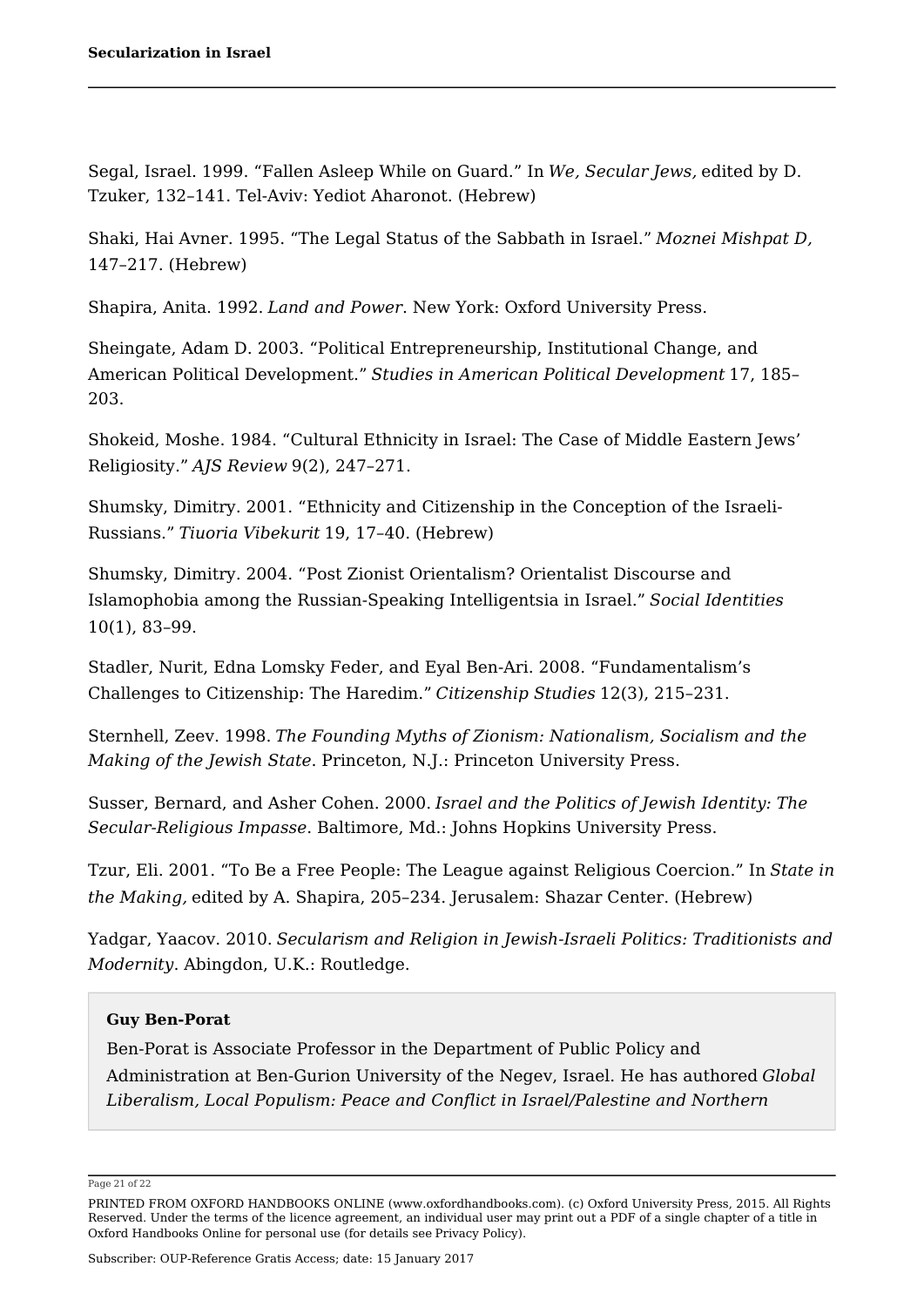Segal, Israel. 1999. “Fallen Asleep While on Guard.” In *We, Secular Jews,* edited by D. Tzuker, 132–141. Tel-Aviv: Yediot Aharonot. (Hebrew)

Shaki, Hai Avner. 1995. “The Legal Status of the Sabbath in Israel.” *Moznei Mishpat D,* 147–217. (Hebrew)

Shapira, Anita. 1992. *Land and Power*. New York: Oxford University Press.

Sheingate, Adam D. 2003. “Political Entrepreneurship, Institutional Change, and American Political Development.” *Studies in American Political Development* 17, 185–203.

Shokeid, Moshe. 1984. “Cultural Ethnicity in Israel: The Case of Middle Eastern Jews’ Religiosity.” *AJS Review* 9(2), 247–271.

Shumsky, Dimitry. 2001. “Ethnicity and Citizenship in the Conception of the Israeli-Russians.” *Tiuoria Vibekurit* 19, 17–40. (Hebrew)

Shumsky, Dimitry. 2004. “Post Zionist Orientalism? Orientalist Discourse and Islamophobia among the Russian-Speaking Intelligentsia in Israel.” *Social Identities* 10(1), 83–99.

Stadler, Nurit, Edna Lomsky Feder, and Eyal Ben-Ari. 2008. “Fundamentalism’s Challenges to Citizenship: The Haredim.” *Citizenship Studies* 12(3), 215–231.

Sternhell, Zeev. 1998. *The Founding Myths of Zionism: Nationalism, Socialism and the Making of the Jewish State*. Princeton, N.J.: Princeton University Press.

Susser, Bernard, and Asher Cohen. 2000. *Israel and the Politics of Jewish Identity: The Secular-Religious Impasse*. Baltimore, Md.: Johns Hopkins University Press.

Tzur, Eli. 2001. “To Be a Free People: The League against Religious Coercion.” In *State in the Making,* edited by A. Shapira, 205–234. Jerusalem: Shazar Center. (Hebrew)

Yadgar, Yaacov. 2010. *Secularism and Religion in Jewish-Israeli Politics: Traditionists and Modernity*. Abingdon, U.K.: Routledge.

**Guy Ben-Porat**

Ben-Porat is Associate Professor in the Department of Public Policy and Administration at Ben-Gurion University of the Negev, Israel. He has authored *Global Liberalism, Local Populism: Peace and Conflict in Israel/Palestine and Northern*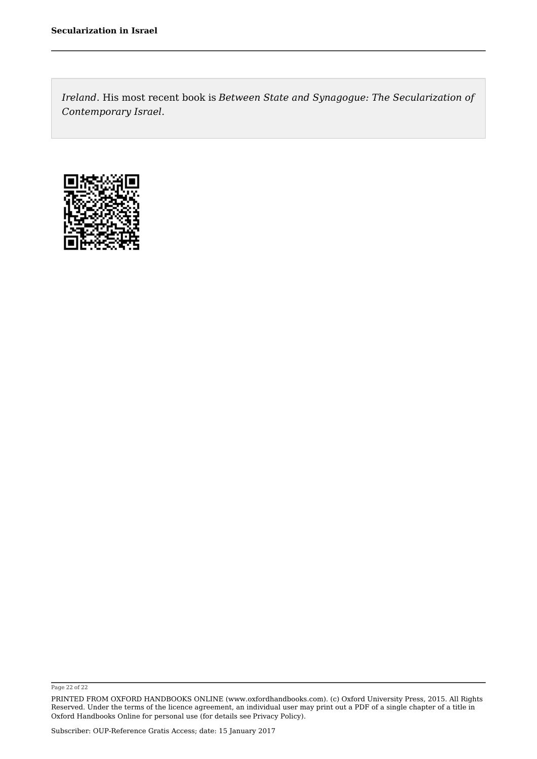*Ireland*. His most recent book is *Between State and Synagogue: The Secularization of Contemporary Israel*.